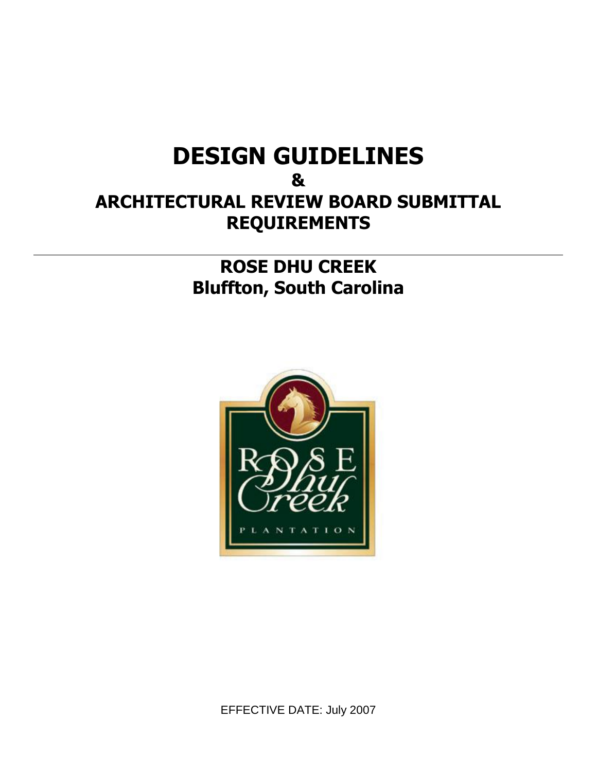# DESIGN GUIDELINES
## &
## ARCHITECTURAL REVIEW BOARD SUBMITTAL REQUIREMENTS

---

## ROSE DHU CREEK
## Bluffton, South Carolina

EFFECTIVE DATE: July 2007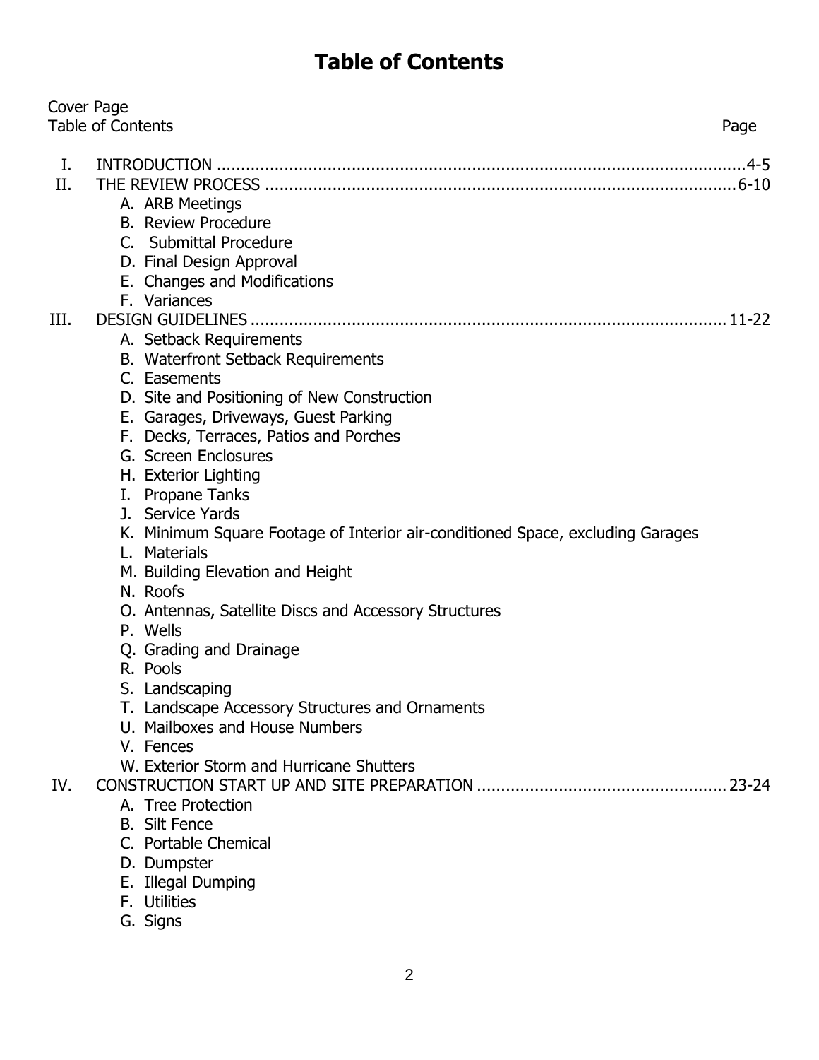# Table of Contents

Cover Page

Table of Contents — Page

I. INTRODUCTION ....................................................................................................4-5

II. THE REVIEW PROCESS ......................................................................................6-10

- A. ARB Meetings
- B. Review Procedure
- C. Submittal Procedure
- D. Final Design Approval
- E. Changes and Modifications
- F. Variances

III. DESIGN GUIDELINES .......................................................................................11-22

- A. Setback Requirements
- B. Waterfront Setback Requirements
- C. Easements
- D. Site and Positioning of New Construction
- E. Garages, Driveways, Guest Parking
- F. Decks, Terraces, Patios and Porches
- G. Screen Enclosures
- H. Exterior Lighting
- I. Propane Tanks
- J. Service Yards
- K. Minimum Square Footage of Interior air-conditioned Space, excluding Garages
- L. Materials
- M. Building Elevation and Height
- N. Roofs
- O. Antennas, Satellite Discs and Accessory Structures
- P. Wells
- Q. Grading and Drainage
- R. Pools
- S. Landscaping
- T. Landscape Accessory Structures and Ornaments
- U. Mailboxes and House Numbers
- V. Fences
- W. Exterior Storm and Hurricane Shutters

IV. CONSTRUCTION START UP AND SITE PREPARATION ........................................23-24

- A. Tree Protection
- B. Silt Fence
- C. Portable Chemical
- D. Dumpster
- E. Illegal Dumping
- F. Utilities
- G. Signs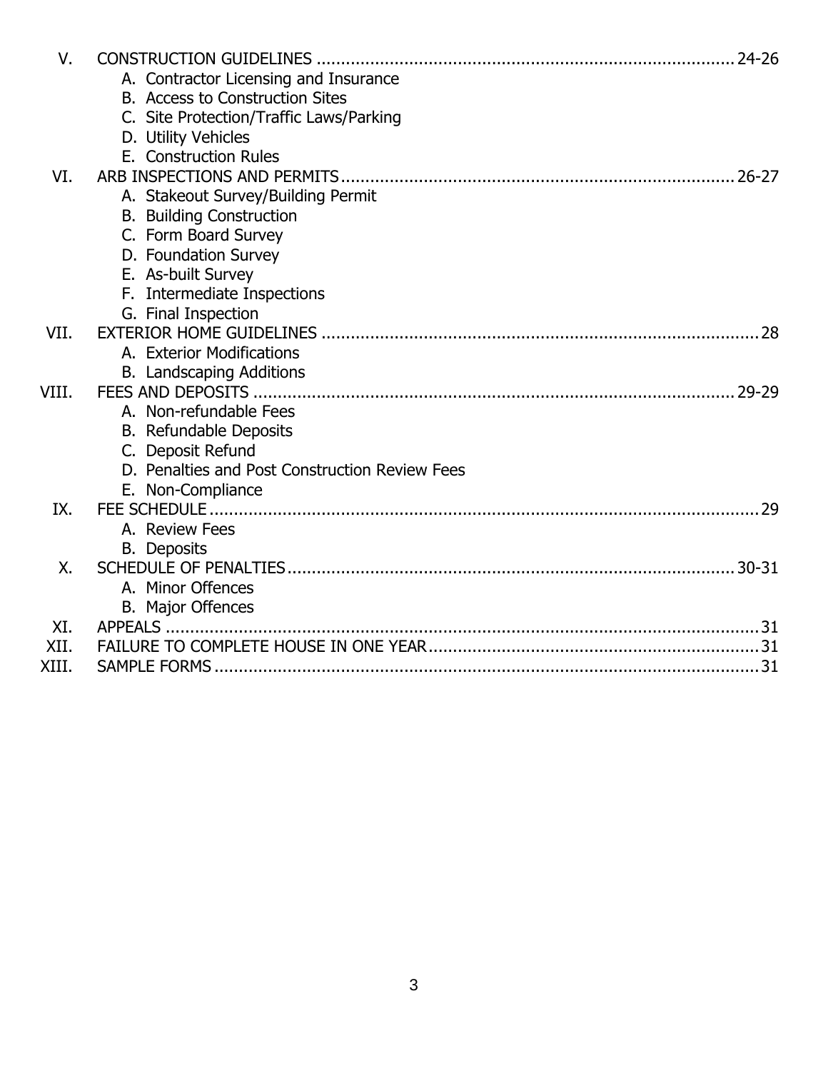V. CONSTRUCTION GUIDELINES ..................................................... 24-26
   - A. Contractor Licensing and Insurance
   - B. Access to Construction Sites
   - C. Site Protection/Traffic Laws/Parking
   - D. Utility Vehicles
   - E. Construction Rules

VI. ARB INSPECTIONS AND PERMITS ..................................................... 26-27
   - A. Stakeout Survey/Building Permit
   - B. Building Construction
   - C. Form Board Survey
   - D. Foundation Survey
   - E. As-built Survey
   - F. Intermediate Inspections
   - G. Final Inspection

VII. EXTERIOR HOME GUIDELINES ..................................................... 28
   - A. Exterior Modifications
   - B. Landscaping Additions

VIII. FEES AND DEPOSITS ..................................................... 29-29
   - A. Non-refundable Fees
   - B. Refundable Deposits
   - C. Deposit Refund
   - D. Penalties and Post Construction Review Fees
   - E. Non-Compliance

IX. FEE SCHEDULE ..................................................... 29
   - A. Review Fees
   - B. Deposits

X. SCHEDULE OF PENALTIES ..................................................... 30-31
   - A. Minor Offences
   - B. Major Offences

XI. APPEALS ..................................................... 31

XII. FAILURE TO COMPLETE HOUSE IN ONE YEAR ..................................................... 31

XIII. SAMPLE FORMS ..................................................... 31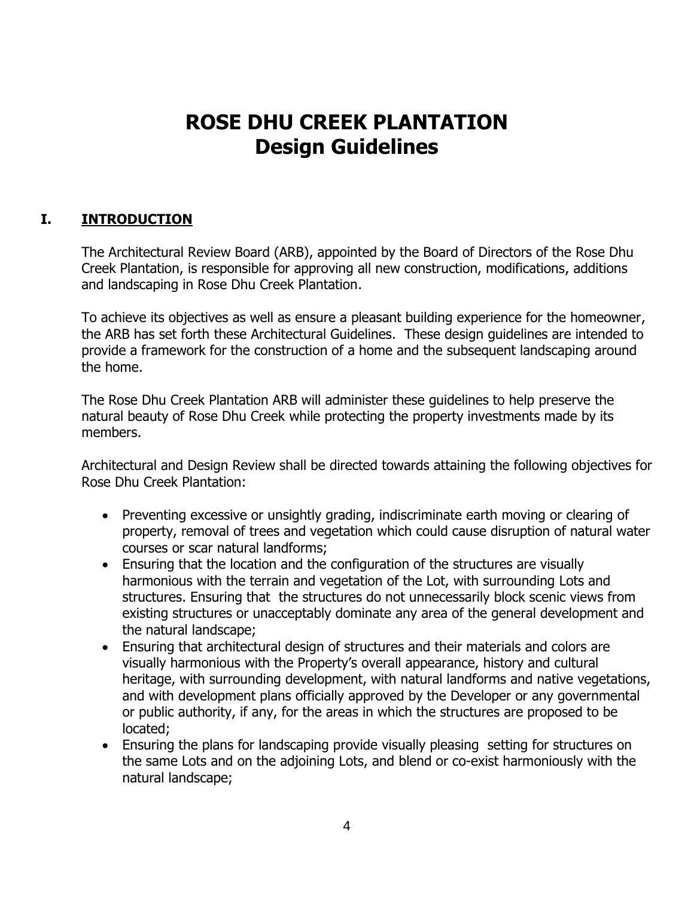# ROSE DHU CREEK PLANTATION
# Design Guidelines

## I. INTRODUCTION

The Architectural Review Board (ARB), appointed by the Board of Directors of the Rose Dhu Creek Plantation, is responsible for approving all new construction, modifications, additions and landscaping in Rose Dhu Creek Plantation.

To achieve its objectives as well as ensure a pleasant building experience for the homeowner, the ARB has set forth these Architectural Guidelines. These design guidelines are intended to provide a framework for the construction of a home and the subsequent landscaping around the home.

The Rose Dhu Creek Plantation ARB will administer these guidelines to help preserve the natural beauty of Rose Dhu Creek while protecting the property investments made by its members.

Architectural and Design Review shall be directed towards attaining the following objectives for Rose Dhu Creek Plantation:

- Preventing excessive or unsightly grading, indiscriminate earth moving or clearing of property, removal of trees and vegetation which could cause disruption of natural water courses or scar natural landforms;
- Ensuring that the location and the configuration of the structures are visually harmonious with the terrain and vegetation of the Lot, with surrounding Lots and structures. Ensuring that the structures do not unnecessarily block scenic views from existing structures or unacceptably dominate any area of the general development and the natural landscape;
- Ensuring that architectural design of structures and their materials and colors are visually harmonious with the Property's overall appearance, history and cultural heritage, with surrounding development, with natural landforms and native vegetations, and with development plans officially approved by the Developer or any governmental or public authority, if any, for the areas in which the structures are proposed to be located;
- Ensuring the plans for landscaping provide visually pleasing setting for structures on the same Lots and on the adjoining Lots, and blend or co-exist harmoniously with the natural landscape;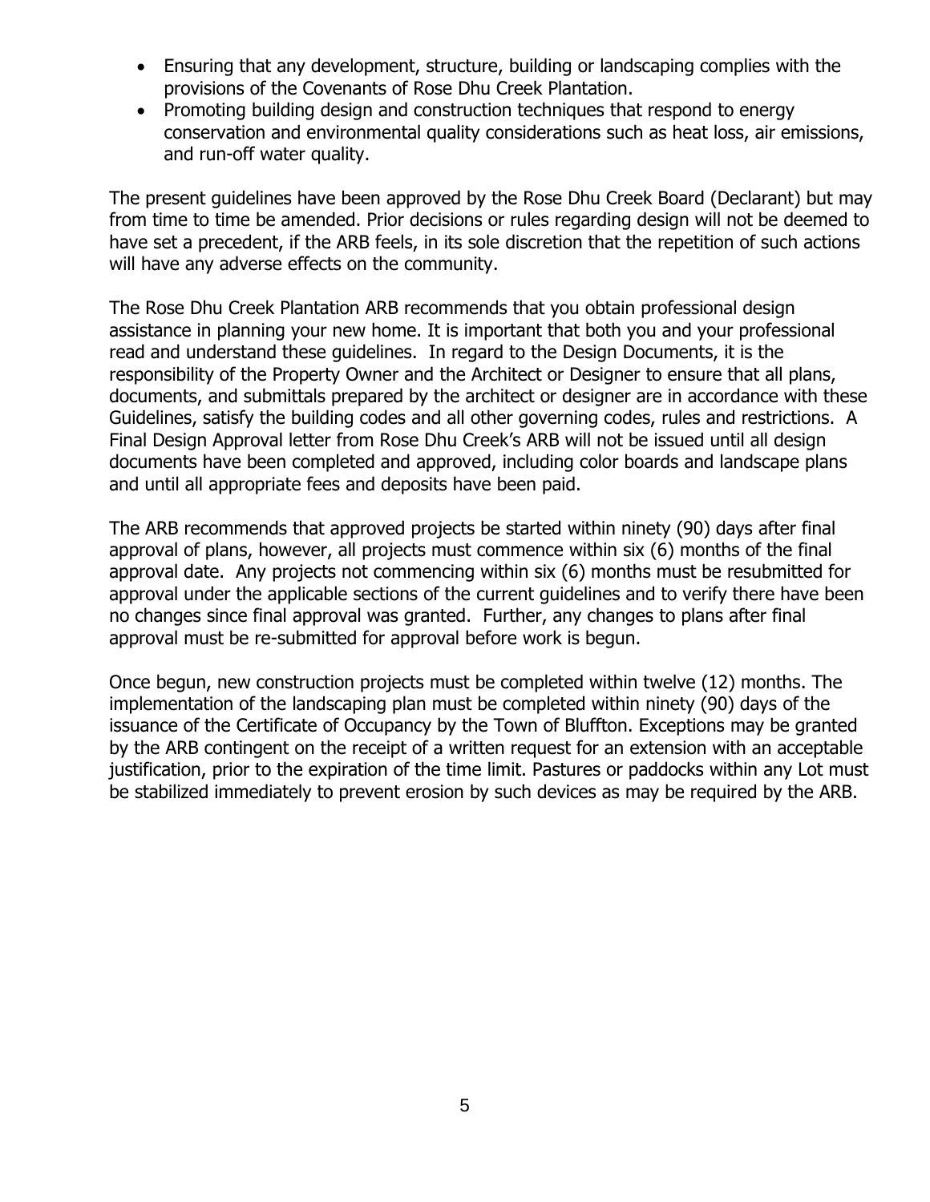- Ensuring that any development, structure, building or landscaping complies with the provisions of the Covenants of Rose Dhu Creek Plantation.
- Promoting building design and construction techniques that respond to energy conservation and environmental quality considerations such as heat loss, air emissions, and run-off water quality.

The present guidelines have been approved by the Rose Dhu Creek Board (Declarant) but may from time to time be amended. Prior decisions or rules regarding design will not be deemed to have set a precedent, if the ARB feels, in its sole discretion that the repetition of such actions will have any adverse effects on the community.

The Rose Dhu Creek Plantation ARB recommends that you obtain professional design assistance in planning your new home. It is important that both you and your professional read and understand these guidelines. In regard to the Design Documents, it is the responsibility of the Property Owner and the Architect or Designer to ensure that all plans, documents, and submittals prepared by the architect or designer are in accordance with these Guidelines, satisfy the building codes and all other governing codes, rules and restrictions. A Final Design Approval letter from Rose Dhu Creek's ARB will not be issued until all design documents have been completed and approved, including color boards and landscape plans and until all appropriate fees and deposits have been paid.

The ARB recommends that approved projects be started within ninety (90) days after final approval of plans, however, all projects must commence within six (6) months of the final approval date. Any projects not commencing within six (6) months must be resubmitted for approval under the applicable sections of the current guidelines and to verify there have been no changes since final approval was granted. Further, any changes to plans after final approval must be re-submitted for approval before work is begun.

Once begun, new construction projects must be completed within twelve (12) months. The implementation of the landscaping plan must be completed within ninety (90) days of the issuance of the Certificate of Occupancy by the Town of Bluffton. Exceptions may be granted by the ARB contingent on the receipt of a written request for an extension with an acceptable justification, prior to the expiration of the time limit. Pastures or paddocks within any Lot must be stabilized immediately to prevent erosion by such devices as may be required by the ARB.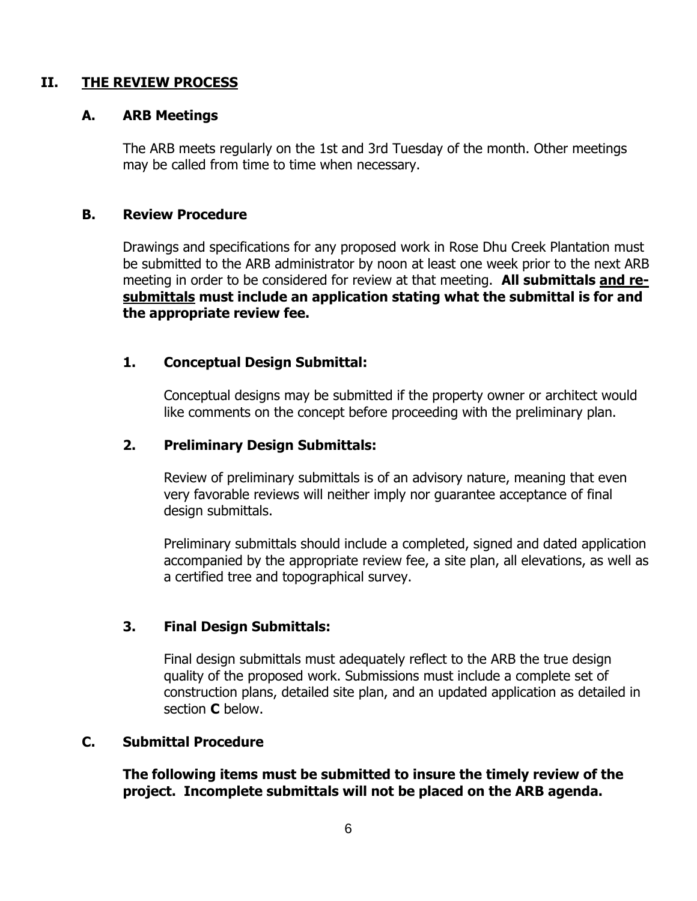## II. THE REVIEW PROCESS

### A. ARB Meetings

The ARB meets regularly on the 1st and 3rd Tuesday of the month. Other meetings may be called from time to time when necessary.

### B. Review Procedure

Drawings and specifications for any proposed work in Rose Dhu Creek Plantation must be submitted to the ARB administrator by noon at least one week prior to the next ARB meeting in order to be considered for review at that meeting. **All submittals <u>and re-submittals</u> must include an application stating what the submittal is for and the appropriate review fee.**

#### 1. Conceptual Design Submittal:

Conceptual designs may be submitted if the property owner or architect would like comments on the concept before proceeding with the preliminary plan.

#### 2. Preliminary Design Submittals:

Review of preliminary submittals is of an advisory nature, meaning that even very favorable reviews will neither imply nor guarantee acceptance of final design submittals.

Preliminary submittals should include a completed, signed and dated application accompanied by the appropriate review fee, a site plan, all elevations, as well as a certified tree and topographical survey.

#### 3. Final Design Submittals:

Final design submittals must adequately reflect to the ARB the true design quality of the proposed work. Submissions must include a complete set of construction plans, detailed site plan, and an updated application as detailed in section **C** below.

### C. Submittal Procedure

**The following items must be submitted to insure the timely review of the project. Incomplete submittals will not be placed on the ARB agenda.**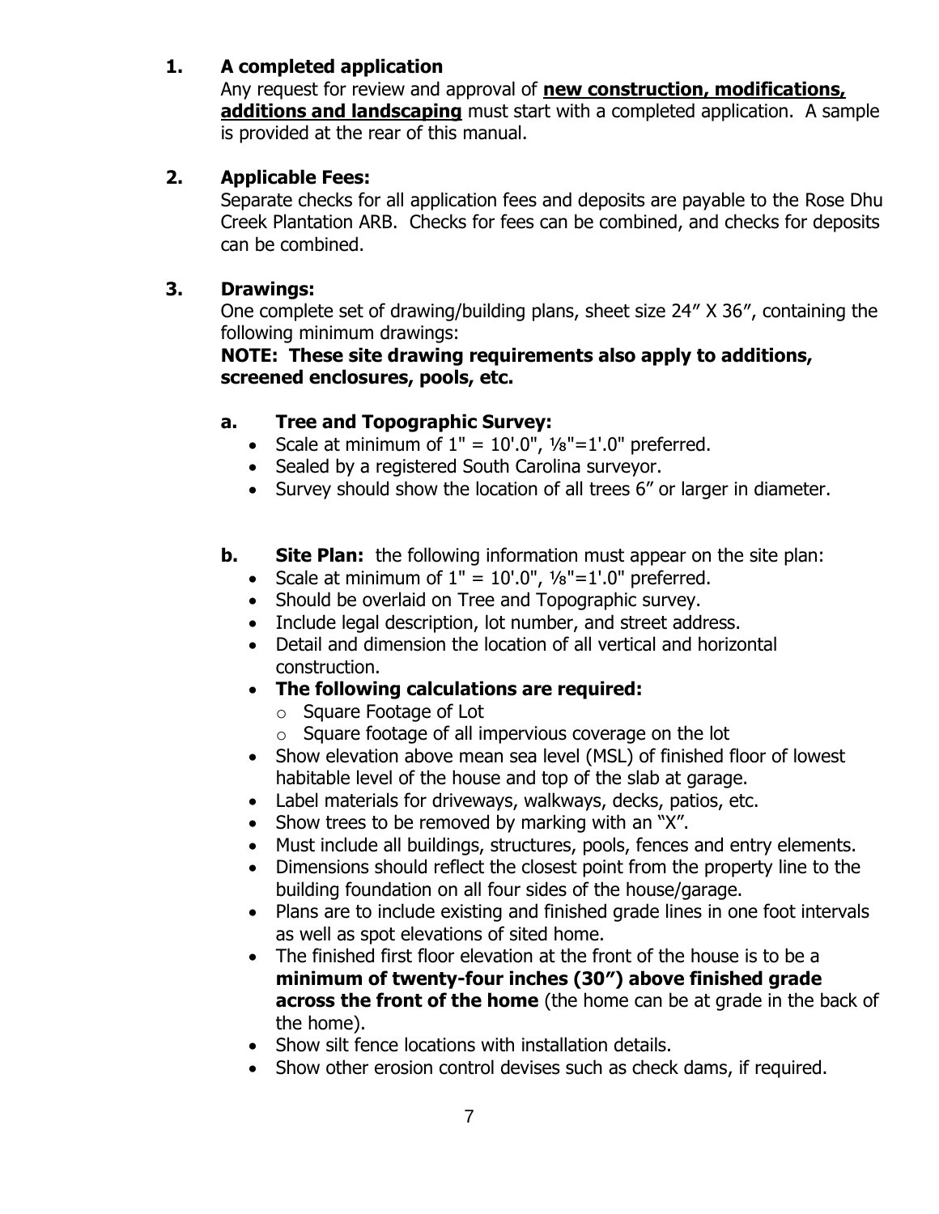## 1. A completed application

Any request for review and approval of **new construction, modifications, additions and landscaping** must start with a completed application. A sample is provided at the rear of this manual.

## 2. Applicable Fees:

Separate checks for all application fees and deposits are payable to the Rose Dhu Creek Plantation ARB. Checks for fees can be combined, and checks for deposits can be combined.

## 3. Drawings:

One complete set of drawing/building plans, sheet size 24” X 36”, containing the following minimum drawings:

**NOTE: These site drawing requirements also apply to additions, screened enclosures, pools, etc.**

### a. Tree and Topographic Survey:

- Scale at minimum of 1" = 10'.0", ⅛"=1'.0" preferred.
- Sealed by a registered South Carolina surveyor.
- Survey should show the location of all trees 6” or larger in diameter.

### b. Site Plan: the following information must appear on the site plan:

- Scale at minimum of 1" = 10'.0", ⅛"=1'.0" preferred.
- Should be overlaid on Tree and Topographic survey.
- Include legal description, lot number, and street address.
- Detail and dimension the location of all vertical and horizontal construction.
- **The following calculations are required:**
  - Square Footage of Lot
  - Square footage of all impervious coverage on the lot
- Show elevation above mean sea level (MSL) of finished floor of lowest habitable level of the house and top of the slab at garage.
- Label materials for driveways, walkways, decks, patios, etc.
- Show trees to be removed by marking with an “X”.
- Must include all buildings, structures, pools, fences and entry elements.
- Dimensions should reflect the closest point from the property line to the building foundation on all four sides of the house/garage.
- Plans are to include existing and finished grade lines in one foot intervals as well as spot elevations of sited home.
- The finished first floor elevation at the front of the house is to be a **minimum of twenty-four inches (30”) above finished grade across the front of the home** (the home can be at grade in the back of the home).
- Show silt fence locations with installation details.
- Show other erosion control devises such as check dams, if required.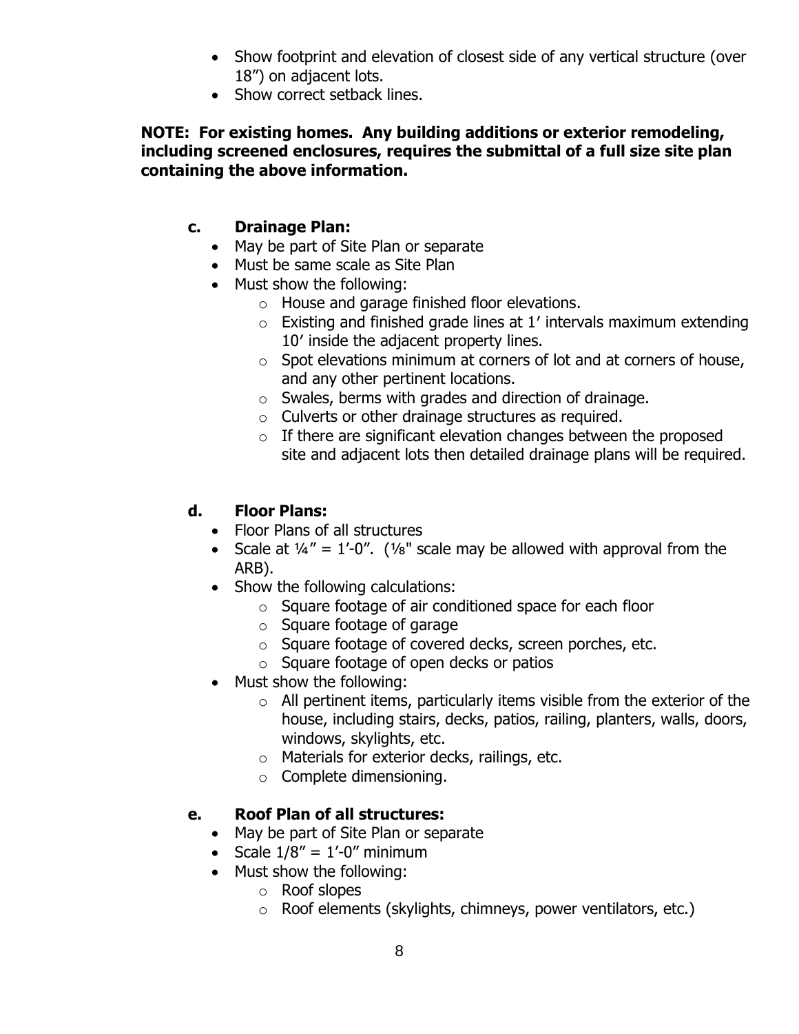- Show footprint and elevation of closest side of any vertical structure (over 18”) on adjacent lots.
- Show correct setback lines.

**NOTE: For existing homes. Any building additions or exterior remodeling, including screened enclosures, requires the submittal of a full size site plan containing the above information.**

### c. Drainage Plan:

- May be part of Site Plan or separate
- Must be same scale as Site Plan
- Must show the following:
  - House and garage finished floor elevations.
  - Existing and finished grade lines at 1’ intervals maximum extending 10’ inside the adjacent property lines.
  - Spot elevations minimum at corners of lot and at corners of house, and any other pertinent locations.
  - Swales, berms with grades and direction of drainage.
  - Culverts or other drainage structures as required.
  - If there are significant elevation changes between the proposed site and adjacent lots then detailed drainage plans will be required.

### d. Floor Plans:

- Floor Plans of all structures
- Scale at ¼” = 1’-0”. (⅛" scale may be allowed with approval from the ARB).
- Show the following calculations:
  - Square footage of air conditioned space for each floor
  - Square footage of garage
  - Square footage of covered decks, screen porches, etc.
  - Square footage of open decks or patios
- Must show the following:
  - All pertinent items, particularly items visible from the exterior of the house, including stairs, decks, patios, railing, planters, walls, doors, windows, skylights, etc.
  - Materials for exterior decks, railings, etc.
  - Complete dimensioning.

### e. Roof Plan of all structures:

- May be part of Site Plan or separate
- Scale 1/8” = 1’-0” minimum
- Must show the following:
  - Roof slopes
  - Roof elements (skylights, chimneys, power ventilators, etc.)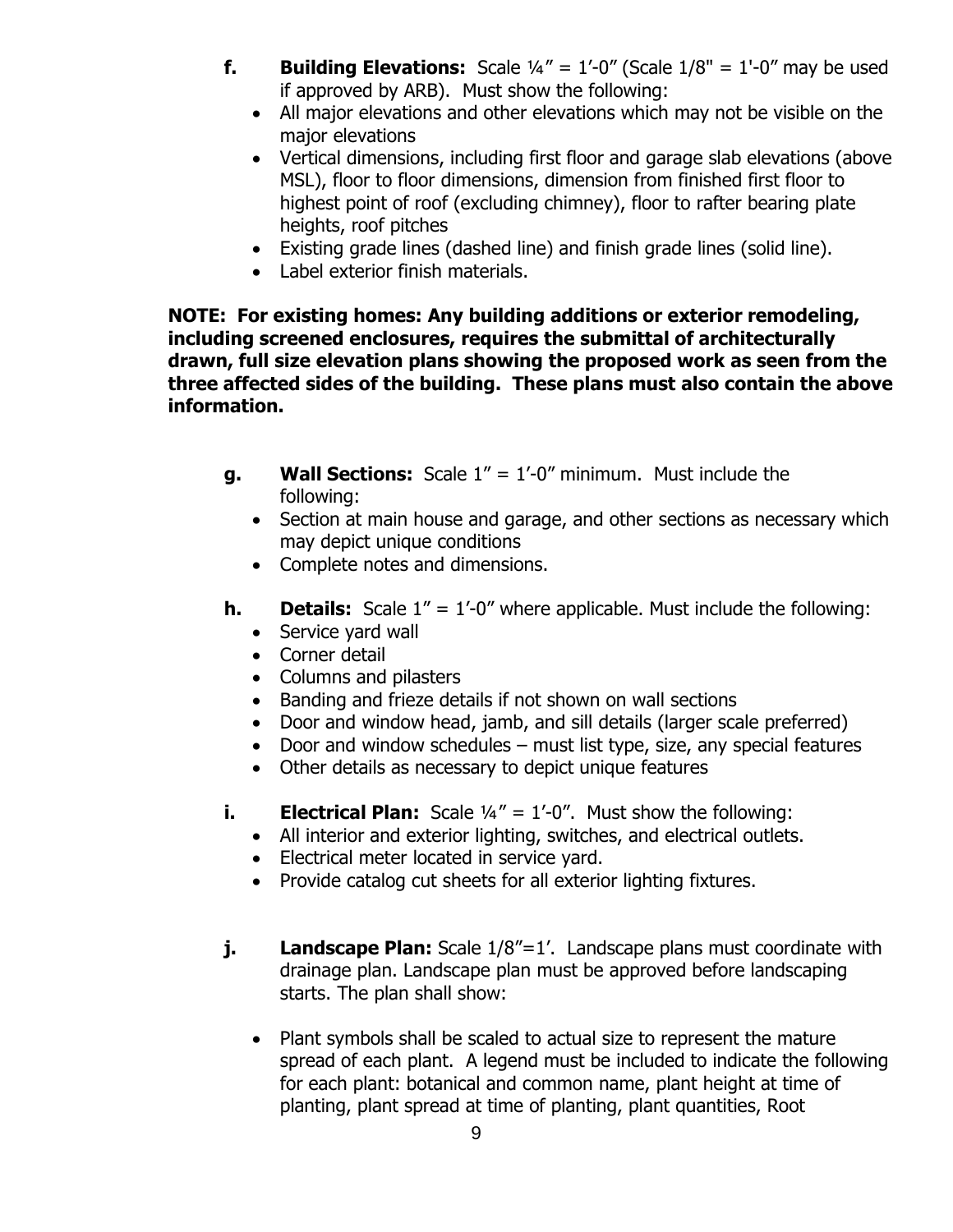**f.** **Building Elevations:** Scale ¼” = 1’-0” (Scale 1/8" = 1'-0” may be used if approved by ARB). Must show the following:

- All major elevations and other elevations which may not be visible on the major elevations
- Vertical dimensions, including first floor and garage slab elevations (above MSL), floor to floor dimensions, dimension from finished first floor to highest point of roof (excluding chimney), floor to rafter bearing plate heights, roof pitches
- Existing grade lines (dashed line) and finish grade lines (solid line).
- Label exterior finish materials.

**NOTE: For existing homes: Any building additions or exterior remodeling, including screened enclosures, requires the submittal of architecturally drawn, full size elevation plans showing the proposed work as seen from the three affected sides of the building. These plans must also contain the above information.**

**g.** **Wall Sections:** Scale 1” = 1’-0” minimum. Must include the following:

- Section at main house and garage, and other sections as necessary which may depict unique conditions
- Complete notes and dimensions.

**h.** **Details:** Scale 1” = 1’-0” where applicable. Must include the following:

- Service yard wall
- Corner detail
- Columns and pilasters
- Banding and frieze details if not shown on wall sections
- Door and window head, jamb, and sill details (larger scale preferred)
- Door and window schedules – must list type, size, any special features
- Other details as necessary to depict unique features

**i.** **Electrical Plan:** Scale ¼” = 1’-0”. Must show the following:

- All interior and exterior lighting, switches, and electrical outlets.
- Electrical meter located in service yard.
- Provide catalog cut sheets for all exterior lighting fixtures.

**j.** **Landscape Plan:** Scale 1/8”=1’. Landscape plans must coordinate with drainage plan. Landscape plan must be approved before landscaping starts. The plan shall show:

- Plant symbols shall be scaled to actual size to represent the mature spread of each plant. A legend must be included to indicate the following for each plant: botanical and common name, plant height at time of planting, plant spread at time of planting, plant quantities, Root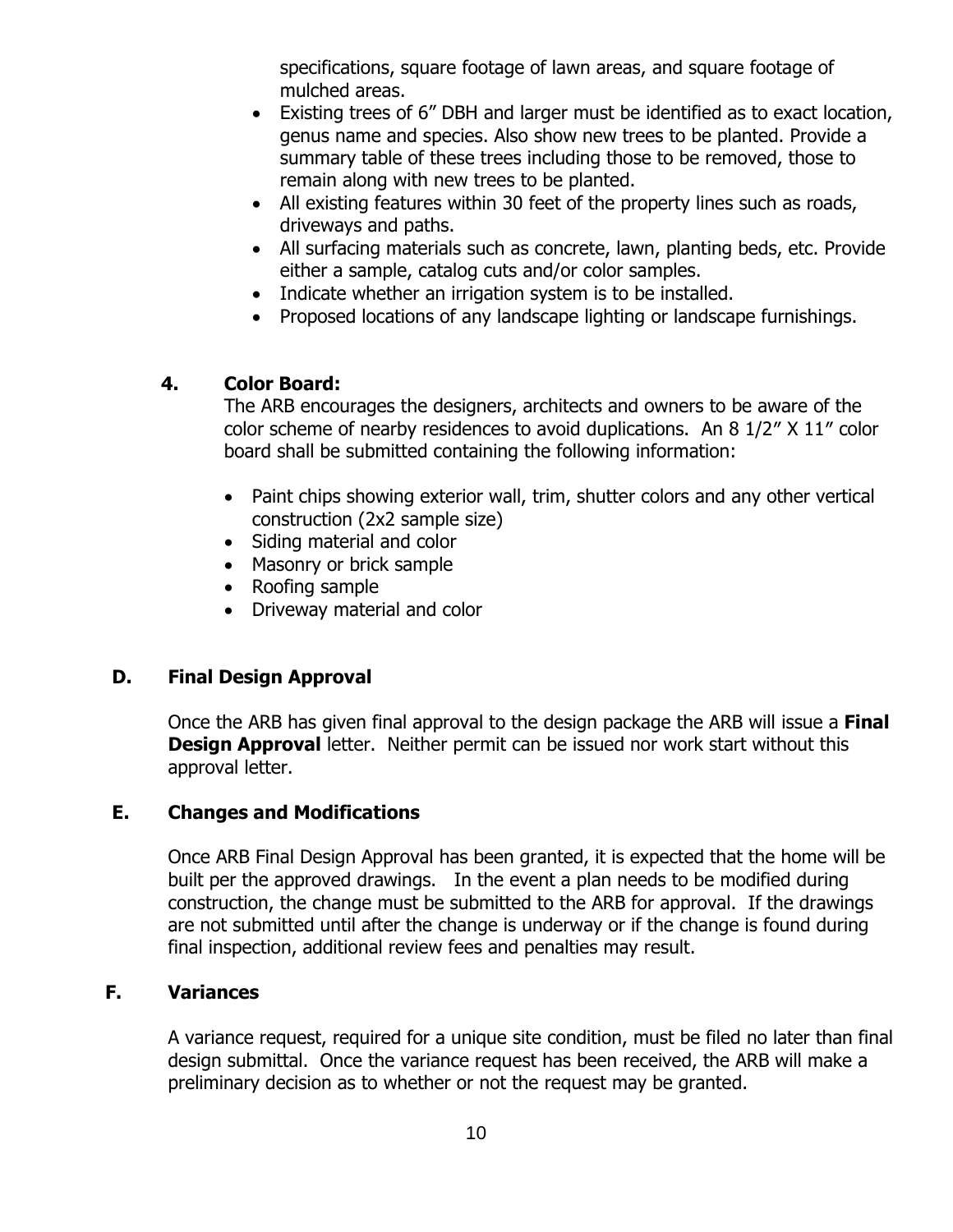specifications, square footage of lawn areas, and square footage of mulched areas.

- Existing trees of 6" DBH and larger must be identified as to exact location, genus name and species. Also show new trees to be planted. Provide a summary table of these trees including those to be removed, those to remain along with new trees to be planted.
- All existing features within 30 feet of the property lines such as roads, driveways and paths.
- All surfacing materials such as concrete, lawn, planting beds, etc. Provide either a sample, catalog cuts and/or color samples.
- Indicate whether an irrigation system is to be installed.
- Proposed locations of any landscape lighting or landscape furnishings.

**4. Color Board:**

The ARB encourages the designers, architects and owners to be aware of the color scheme of nearby residences to avoid duplications. An 8 1/2" X 11" color board shall be submitted containing the following information:

- Paint chips showing exterior wall, trim, shutter colors and any other vertical construction (2x2 sample size)
- Siding material and color
- Masonry or brick sample
- Roofing sample
- Driveway material and color

## D. Final Design Approval

Once the ARB has given final approval to the design package the ARB will issue a **Final Design Approval** letter. Neither permit can be issued nor work start without this approval letter.

## E. Changes and Modifications

Once ARB Final Design Approval has been granted, it is expected that the home will be built per the approved drawings. In the event a plan needs to be modified during construction, the change must be submitted to the ARB for approval. If the drawings are not submitted until after the change is underway or if the change is found during final inspection, additional review fees and penalties may result.

## F. Variances

A variance request, required for a unique site condition, must be filed no later than final design submittal. Once the variance request has been received, the ARB will make a preliminary decision as to whether or not the request may be granted.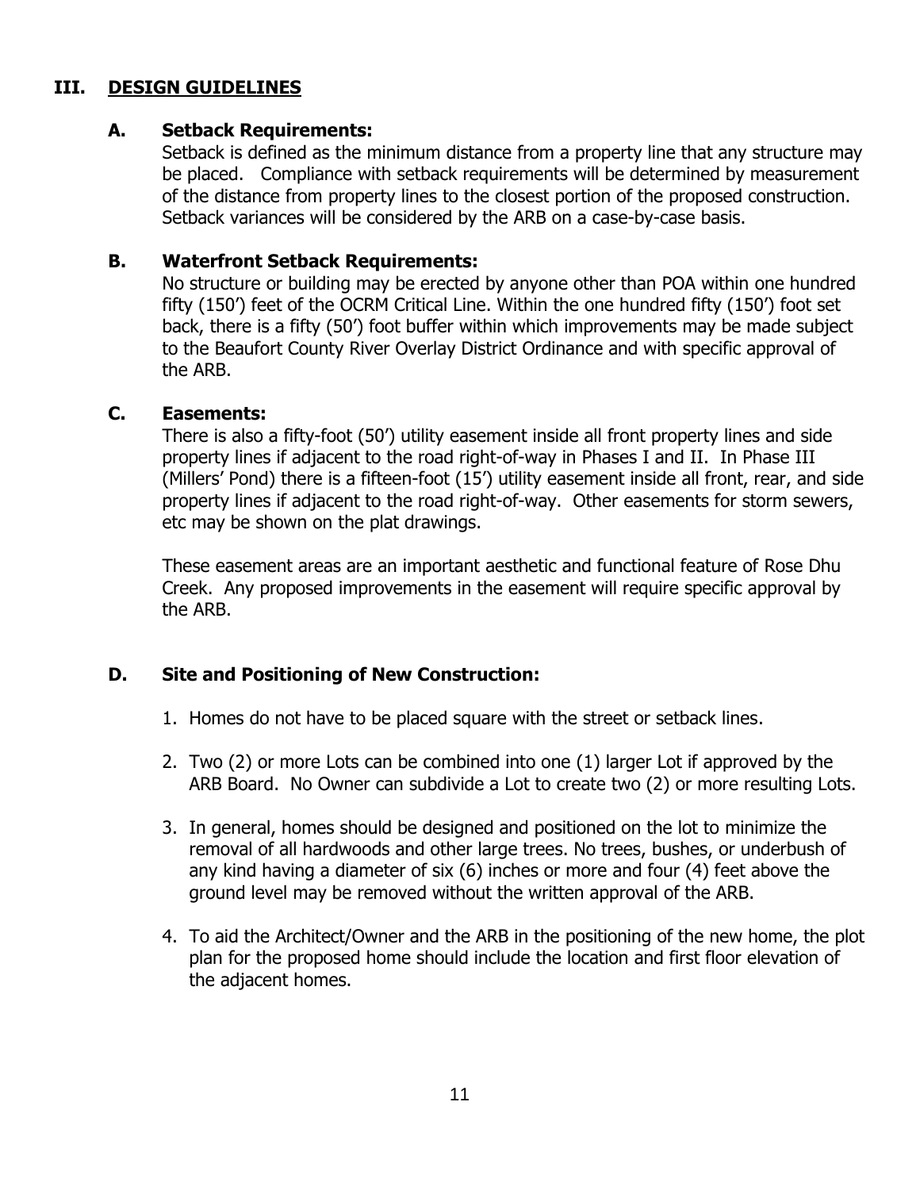## III. DESIGN GUIDELINES

### A. Setback Requirements:

Setback is defined as the minimum distance from a property line that any structure may be placed. Compliance with setback requirements will be determined by measurement of the distance from property lines to the closest portion of the proposed construction. Setback variances will be considered by the ARB on a case-by-case basis.

### B. Waterfront Setback Requirements:

No structure or building may be erected by anyone other than POA within one hundred fifty (150') feet of the OCRM Critical Line. Within the one hundred fifty (150') foot set back, there is a fifty (50') foot buffer within which improvements may be made subject to the Beaufort County River Overlay District Ordinance and with specific approval of the ARB.

### C. Easements:

There is also a fifty-foot (50') utility easement inside all front property lines and side property lines if adjacent to the road right-of-way in Phases I and II. In Phase III (Millers' Pond) there is a fifteen-foot (15') utility easement inside all front, rear, and side property lines if adjacent to the road right-of-way. Other easements for storm sewers, etc may be shown on the plat drawings.

These easement areas are an important aesthetic and functional feature of Rose Dhu Creek. Any proposed improvements in the easement will require specific approval by the ARB.

### D. Site and Positioning of New Construction:

1. Homes do not have to be placed square with the street or setback lines.
2. Two (2) or more Lots can be combined into one (1) larger Lot if approved by the ARB Board. No Owner can subdivide a Lot to create two (2) or more resulting Lots.
3. In general, homes should be designed and positioned on the lot to minimize the removal of all hardwoods and other large trees. No trees, bushes, or underbush of any kind having a diameter of six (6) inches or more and four (4) feet above the ground level may be removed without the written approval of the ARB.
4. To aid the Architect/Owner and the ARB in the positioning of the new home, the plot plan for the proposed home should include the location and first floor elevation of the adjacent homes.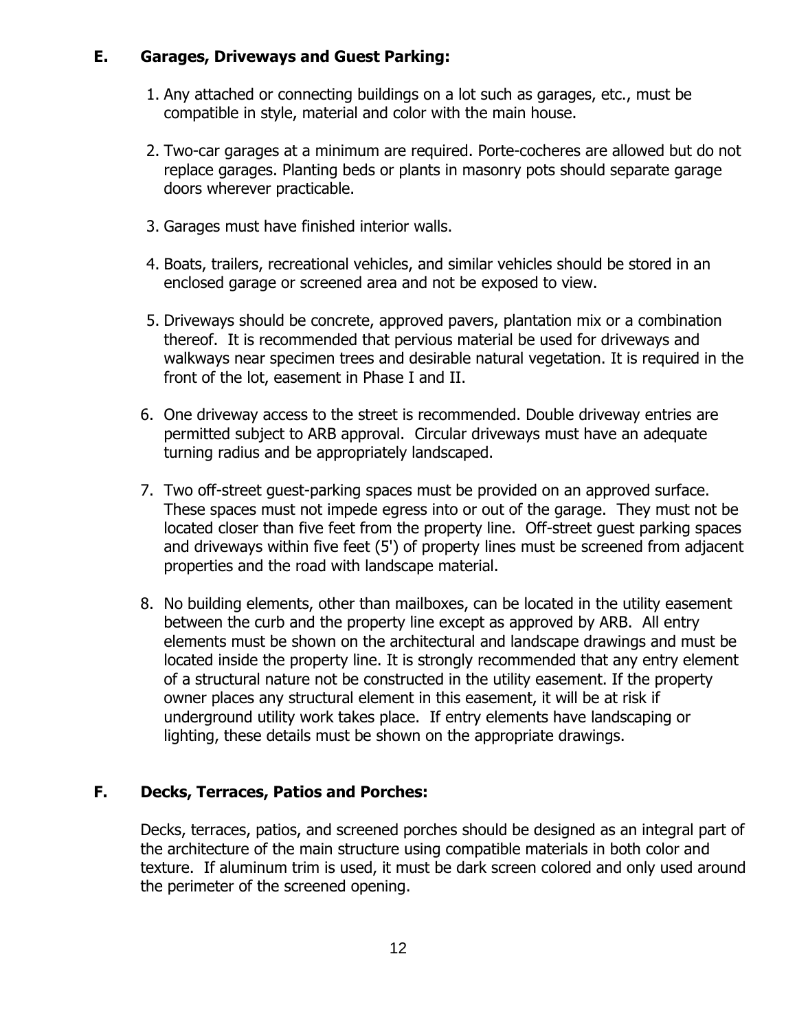## E. Garages, Driveways and Guest Parking:

1. Any attached or connecting buildings on a lot such as garages, etc., must be compatible in style, material and color with the main house.

2. Two-car garages at a minimum are required. Porte-cocheres are allowed but do not replace garages. Planting beds or plants in masonry pots should separate garage doors wherever practicable.

3. Garages must have finished interior walls.

4. Boats, trailers, recreational vehicles, and similar vehicles should be stored in an enclosed garage or screened area and not be exposed to view.

5. Driveways should be concrete, approved pavers, plantation mix or a combination thereof. It is recommended that pervious material be used for driveways and walkways near specimen trees and desirable natural vegetation. It is required in the front of the lot, easement in Phase I and II.

6. One driveway access to the street is recommended. Double driveway entries are permitted subject to ARB approval. Circular driveways must have an adequate turning radius and be appropriately landscaped.

7. Two off-street guest-parking spaces must be provided on an approved surface. These spaces must not impede egress into or out of the garage. They must not be located closer than five feet from the property line. Off-street guest parking spaces and driveways within five feet (5') of property lines must be screened from adjacent properties and the road with landscape material.

8. No building elements, other than mailboxes, can be located in the utility easement between the curb and the property line except as approved by ARB. All entry elements must be shown on the architectural and landscape drawings and must be located inside the property line. It is strongly recommended that any entry element of a structural nature not be constructed in the utility easement. If the property owner places any structural element in this easement, it will be at risk if underground utility work takes place. If entry elements have landscaping or lighting, these details must be shown on the appropriate drawings.

## F. Decks, Terraces, Patios and Porches:

Decks, terraces, patios, and screened porches should be designed as an integral part of the architecture of the main structure using compatible materials in both color and texture. If aluminum trim is used, it must be dark screen colored and only used around the perimeter of the screened opening.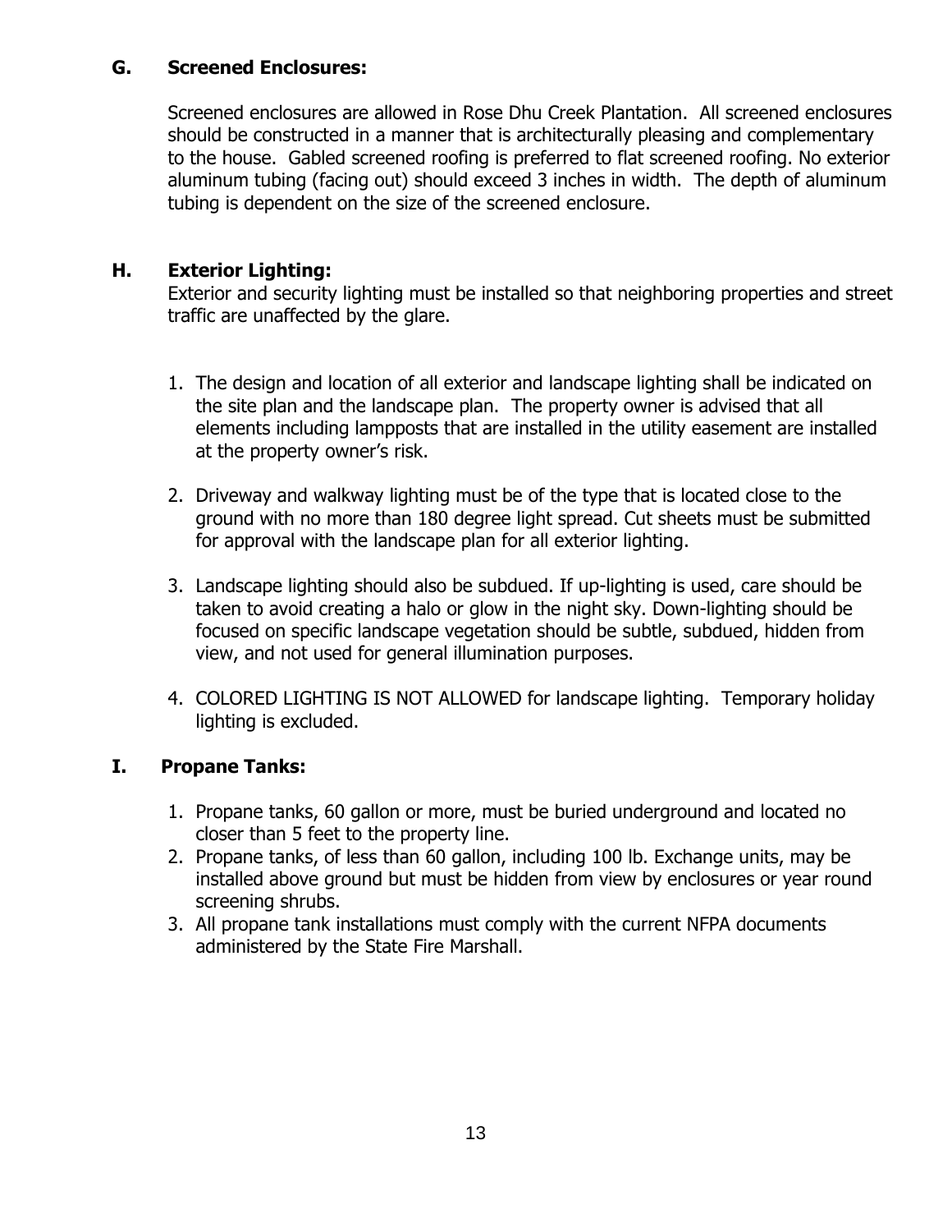## G. Screened Enclosures:

Screened enclosures are allowed in Rose Dhu Creek Plantation. All screened enclosures should be constructed in a manner that is architecturally pleasing and complementary to the house. Gabled screened roofing is preferred to flat screened roofing. No exterior aluminum tubing (facing out) should exceed 3 inches in width. The depth of aluminum tubing is dependent on the size of the screened enclosure.

## H. Exterior Lighting:

Exterior and security lighting must be installed so that neighboring properties and street traffic are unaffected by the glare.

1. The design and location of all exterior and landscape lighting shall be indicated on the site plan and the landscape plan. The property owner is advised that all elements including lampposts that are installed in the utility easement are installed at the property owner's risk.

2. Driveway and walkway lighting must be of the type that is located close to the ground with no more than 180 degree light spread. Cut sheets must be submitted for approval with the landscape plan for all exterior lighting.

3. Landscape lighting should also be subdued. If up-lighting is used, care should be taken to avoid creating a halo or glow in the night sky. Down-lighting should be focused on specific landscape vegetation should be subtle, subdued, hidden from view, and not used for general illumination purposes.

4. COLORED LIGHTING IS NOT ALLOWED for landscape lighting. Temporary holiday lighting is excluded.

## I. Propane Tanks:

1. Propane tanks, 60 gallon or more, must be buried underground and located no closer than 5 feet to the property line.
2. Propane tanks, of less than 60 gallon, including 100 lb. Exchange units, may be installed above ground but must be hidden from view by enclosures or year round screening shrubs.
3. All propane tank installations must comply with the current NFPA documents administered by the State Fire Marshall.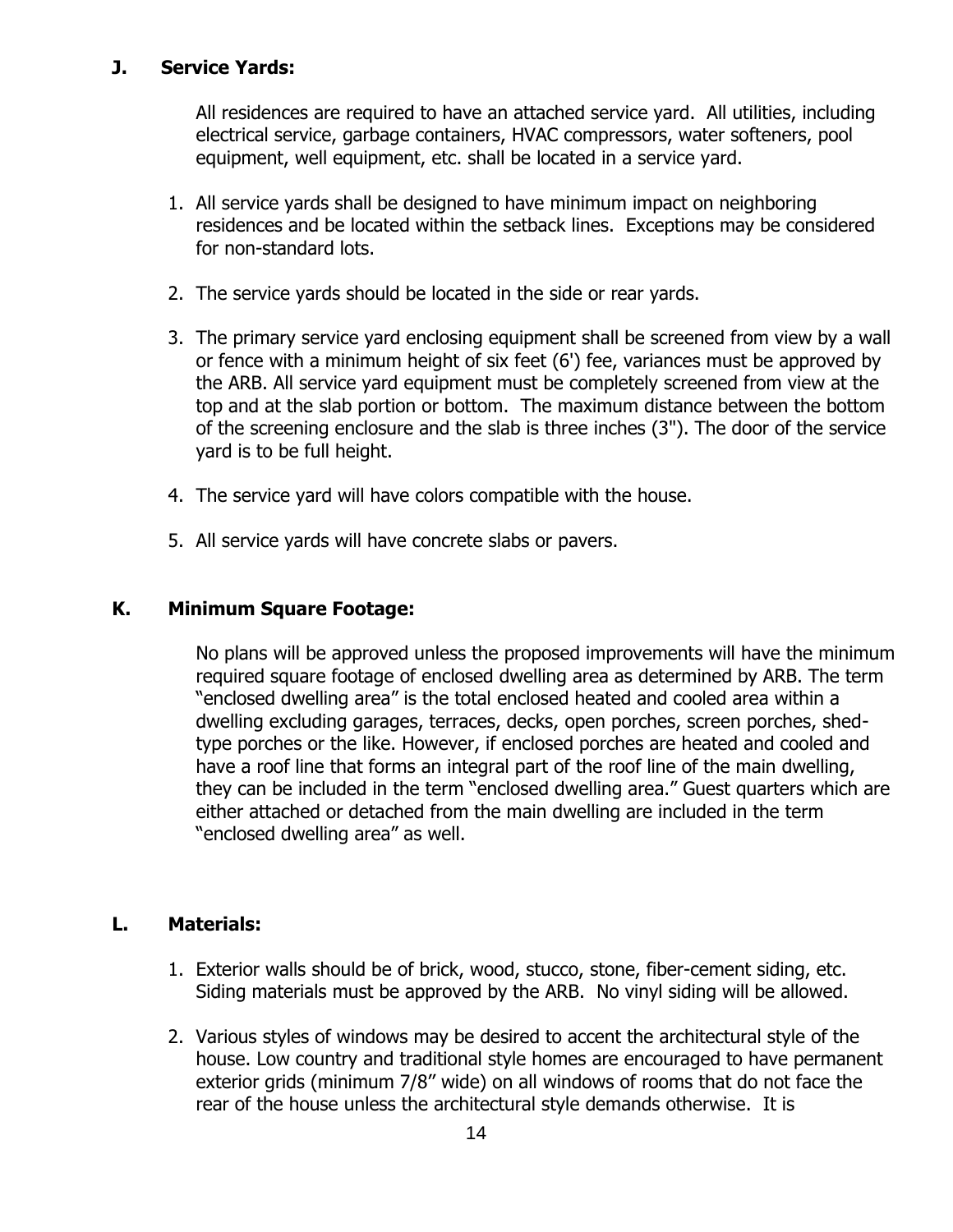## J. Service Yards:

All residences are required to have an attached service yard. All utilities, including electrical service, garbage containers, HVAC compressors, water softeners, pool equipment, well equipment, etc. shall be located in a service yard.

1. All service yards shall be designed to have minimum impact on neighboring residences and be located within the setback lines. Exceptions may be considered for non-standard lots.

2. The service yards should be located in the side or rear yards.

3. The primary service yard enclosing equipment shall be screened from view by a wall or fence with a minimum height of six feet (6') fee, variances must be approved by the ARB. All service yard equipment must be completely screened from view at the top and at the slab portion or bottom. The maximum distance between the bottom of the screening enclosure and the slab is three inches (3"). The door of the service yard is to be full height.

4. The service yard will have colors compatible with the house.

5. All service yards will have concrete slabs or pavers.

## K. Minimum Square Footage:

No plans will be approved unless the proposed improvements will have the minimum required square footage of enclosed dwelling area as determined by ARB. The term "enclosed dwelling area" is the total enclosed heated and cooled area within a dwelling excluding garages, terraces, decks, open porches, screen porches, shed-type porches or the like. However, if enclosed porches are heated and cooled and have a roof line that forms an integral part of the roof line of the main dwelling, they can be included in the term "enclosed dwelling area." Guest quarters which are either attached or detached from the main dwelling are included in the term "enclosed dwelling area" as well.

## L. Materials:

1. Exterior walls should be of brick, wood, stucco, stone, fiber-cement siding, etc. Siding materials must be approved by the ARB. No vinyl siding will be allowed.

2. Various styles of windows may be desired to accent the architectural style of the house. Low country and traditional style homes are encouraged to have permanent exterior grids (minimum 7/8" wide) on all windows of rooms that do not face the rear of the house unless the architectural style demands otherwise. It is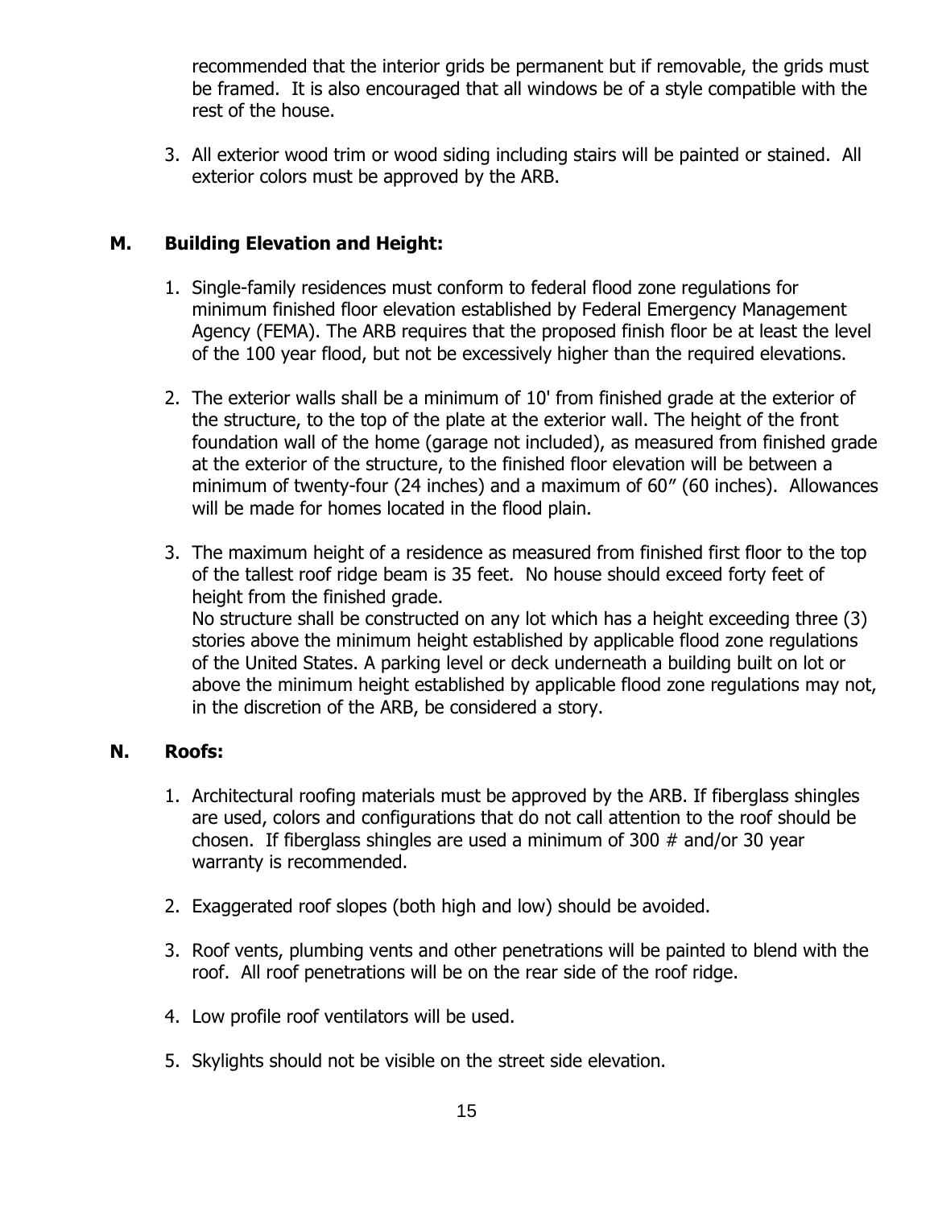recommended that the interior grids be permanent but if removable, the grids must be framed. It is also encouraged that all windows be of a style compatible with the rest of the house.

3. All exterior wood trim or wood siding including stairs will be painted or stained. All exterior colors must be approved by the ARB.

## M. Building Elevation and Height:

1. Single-family residences must conform to federal flood zone regulations for minimum finished floor elevation established by Federal Emergency Management Agency (FEMA). The ARB requires that the proposed finish floor be at least the level of the 100 year flood, but not be excessively higher than the required elevations.

2. The exterior walls shall be a minimum of 10' from finished grade at the exterior of the structure, to the top of the plate at the exterior wall. The height of the front foundation wall of the home (garage not included), as measured from finished grade at the exterior of the structure, to the finished floor elevation will be between a minimum of twenty-four (24 inches) and a maximum of 60" (60 inches). Allowances will be made for homes located in the flood plain.

3. The maximum height of a residence as measured from finished first floor to the top of the tallest roof ridge beam is 35 feet. No house should exceed forty feet of height from the finished grade.
   No structure shall be constructed on any lot which has a height exceeding three (3) stories above the minimum height established by applicable flood zone regulations of the United States. A parking level or deck underneath a building built on lot or above the minimum height established by applicable flood zone regulations may not, in the discretion of the ARB, be considered a story.

## N. Roofs:

1. Architectural roofing materials must be approved by the ARB. If fiberglass shingles are used, colors and configurations that do not call attention to the roof should be chosen. If fiberglass shingles are used a minimum of 300 # and/or 30 year warranty is recommended.

2. Exaggerated roof slopes (both high and low) should be avoided.

3. Roof vents, plumbing vents and other penetrations will be painted to blend with the roof. All roof penetrations will be on the rear side of the roof ridge.

4. Low profile roof ventilators will be used.

5. Skylights should not be visible on the street side elevation.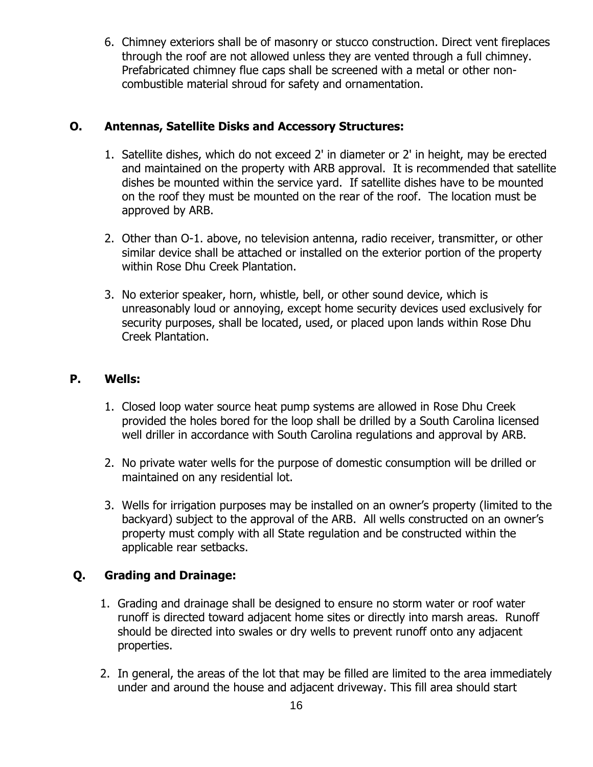6. Chimney exteriors shall be of masonry or stucco construction. Direct vent fireplaces through the roof are not allowed unless they are vented through a full chimney. Prefabricated chimney flue caps shall be screened with a metal or other non-combustible material shroud for safety and ornamentation.

## O. Antennas, Satellite Disks and Accessory Structures:

1. Satellite dishes, which do not exceed 2' in diameter or 2' in height, may be erected and maintained on the property with ARB approval. It is recommended that satellite dishes be mounted within the service yard. If satellite dishes have to be mounted on the roof they must be mounted on the rear of the roof. The location must be approved by ARB.

2. Other than O-1. above, no television antenna, radio receiver, transmitter, or other similar device shall be attached or installed on the exterior portion of the property within Rose Dhu Creek Plantation.

3. No exterior speaker, horn, whistle, bell, or other sound device, which is unreasonably loud or annoying, except home security devices used exclusively for security purposes, shall be located, used, or placed upon lands within Rose Dhu Creek Plantation.

## P. Wells:

1. Closed loop water source heat pump systems are allowed in Rose Dhu Creek provided the holes bored for the loop shall be drilled by a South Carolina licensed well driller in accordance with South Carolina regulations and approval by ARB.

2. No private water wells for the purpose of domestic consumption will be drilled or maintained on any residential lot.

3. Wells for irrigation purposes may be installed on an owner's property (limited to the backyard) subject to the approval of the ARB. All wells constructed on an owner's property must comply with all State regulation and be constructed within the applicable rear setbacks.

## Q. Grading and Drainage:

1. Grading and drainage shall be designed to ensure no storm water or roof water runoff is directed toward adjacent home sites or directly into marsh areas. Runoff should be directed into swales or dry wells to prevent runoff onto any adjacent properties.

2. In general, the areas of the lot that may be filled are limited to the area immediately under and around the house and adjacent driveway. This fill area should start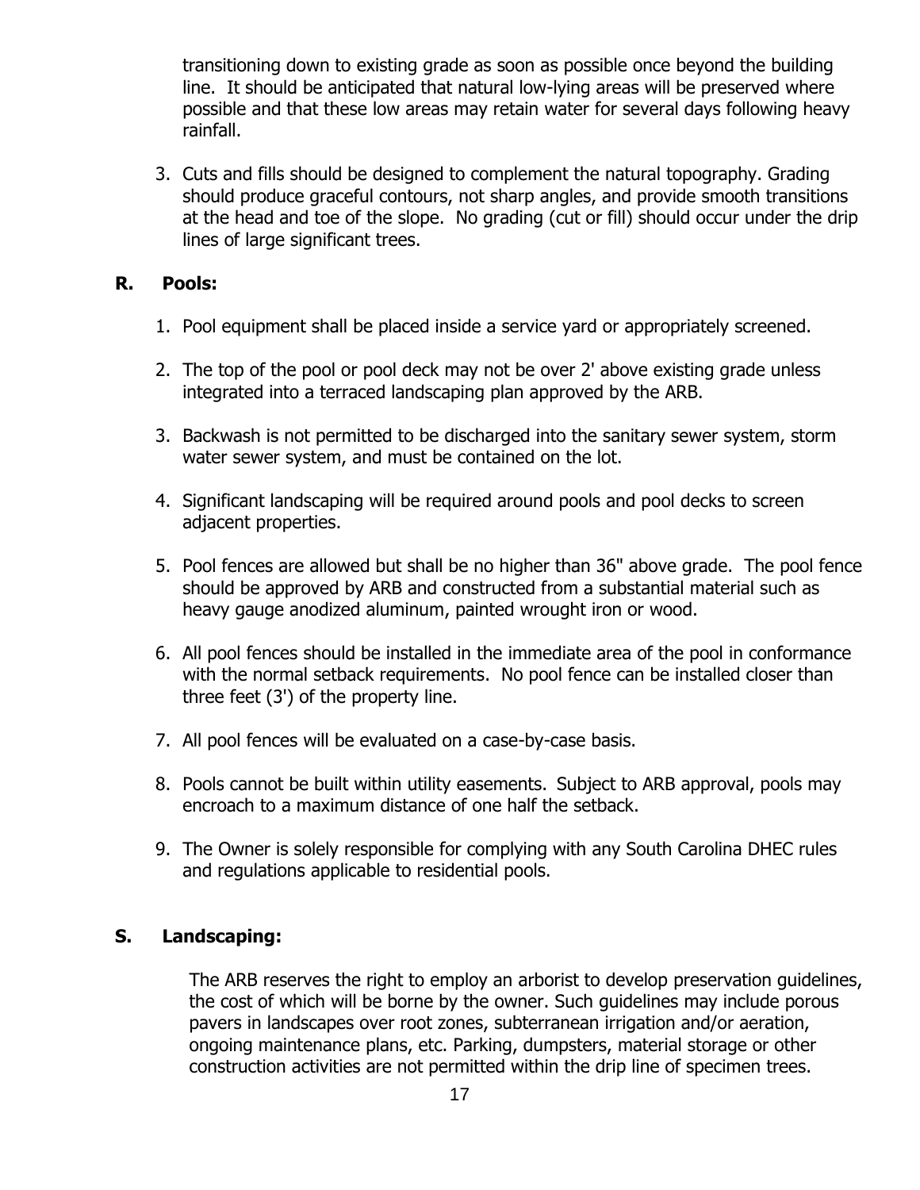transitioning down to existing grade as soon as possible once beyond the building line. It should be anticipated that natural low-lying areas will be preserved where possible and that these low areas may retain water for several days following heavy rainfall.

3. Cuts and fills should be designed to complement the natural topography. Grading should produce graceful contours, not sharp angles, and provide smooth transitions at the head and toe of the slope. No grading (cut or fill) should occur under the drip lines of large significant trees.

## R. Pools:

1. Pool equipment shall be placed inside a service yard or appropriately screened.

2. The top of the pool or pool deck may not be over 2' above existing grade unless integrated into a terraced landscaping plan approved by the ARB.

3. Backwash is not permitted to be discharged into the sanitary sewer system, storm water sewer system, and must be contained on the lot.

4. Significant landscaping will be required around pools and pool decks to screen adjacent properties.

5. Pool fences are allowed but shall be no higher than 36" above grade. The pool fence should be approved by ARB and constructed from a substantial material such as heavy gauge anodized aluminum, painted wrought iron or wood.

6. All pool fences should be installed in the immediate area of the pool in conformance with the normal setback requirements. No pool fence can be installed closer than three feet (3') of the property line.

7. All pool fences will be evaluated on a case-by-case basis.

8. Pools cannot be built within utility easements. Subject to ARB approval, pools may encroach to a maximum distance of one half the setback.

9. The Owner is solely responsible for complying with any South Carolina DHEC rules and regulations applicable to residential pools.

## S. Landscaping:

The ARB reserves the right to employ an arborist to develop preservation guidelines, the cost of which will be borne by the owner. Such guidelines may include porous pavers in landscapes over root zones, subterranean irrigation and/or aeration, ongoing maintenance plans, etc. Parking, dumpsters, material storage or other construction activities are not permitted within the drip line of specimen trees.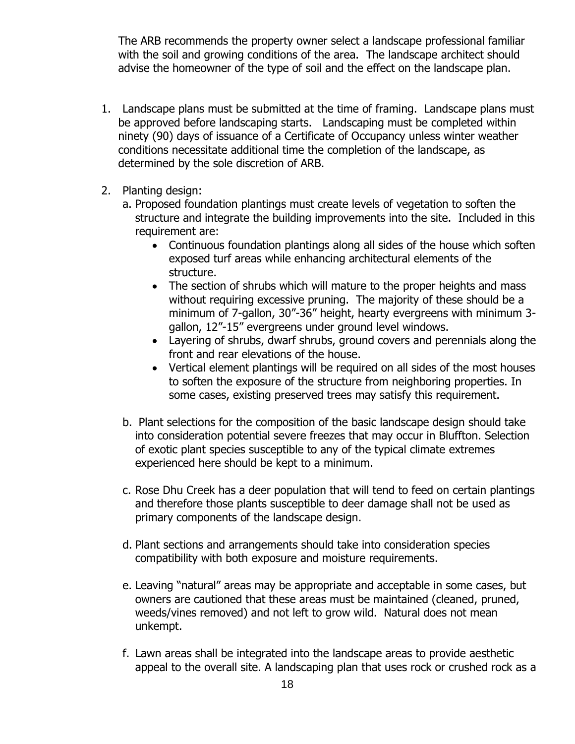The ARB recommends the property owner select a landscape professional familiar with the soil and growing conditions of the area. The landscape architect should advise the homeowner of the type of soil and the effect on the landscape plan.

1. Landscape plans must be submitted at the time of framing. Landscape plans must be approved before landscaping starts. Landscaping must be completed within ninety (90) days of issuance of a Certificate of Occupancy unless winter weather conditions necessitate additional time the completion of the landscape, as determined by the sole discretion of ARB.

2. Planting design:
   a. Proposed foundation plantings must create levels of vegetation to soften the structure and integrate the building improvements into the site. Included in this requirement are:
      - Continuous foundation plantings along all sides of the house which soften exposed turf areas while enhancing architectural elements of the structure.
      - The section of shrubs which will mature to the proper heights and mass without requiring excessive pruning. The majority of these should be a minimum of 7-gallon, 30"-36" height, hearty evergreens with minimum 3-gallon, 12"-15" evergreens under ground level windows.
      - Layering of shrubs, dwarf shrubs, ground covers and perennials along the front and rear elevations of the house.
      - Vertical element plantings will be required on all sides of the most houses to soften the exposure of the structure from neighboring properties. In some cases, existing preserved trees may satisfy this requirement.

   b. Plant selections for the composition of the basic landscape design should take into consideration potential severe freezes that may occur in Bluffton. Selection of exotic plant species susceptible to any of the typical climate extremes experienced here should be kept to a minimum.

   c. Rose Dhu Creek has a deer population that will tend to feed on certain plantings and therefore those plants susceptible to deer damage shall not be used as primary components of the landscape design.

   d. Plant sections and arrangements should take into consideration species compatibility with both exposure and moisture requirements.

   e. Leaving "natural" areas may be appropriate and acceptable in some cases, but owners are cautioned that these areas must be maintained (cleaned, pruned, weeds/vines removed) and not left to grow wild. Natural does not mean unkempt.

   f. Lawn areas shall be integrated into the landscape areas to provide aesthetic appeal to the overall site. A landscaping plan that uses rock or crushed rock as a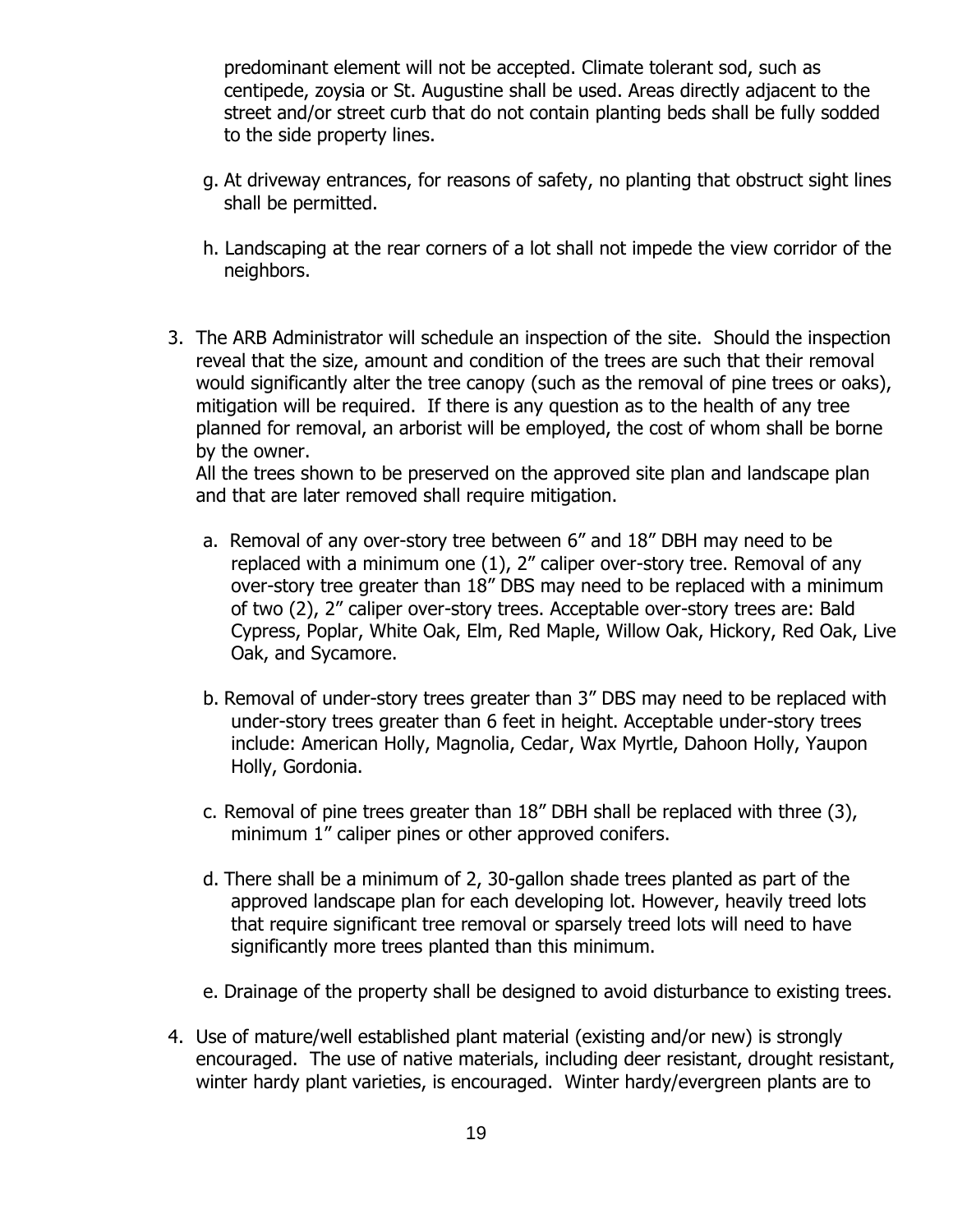predominant element will not be accepted. Climate tolerant sod, such as centipede, zoysia or St. Augustine shall be used. Areas directly adjacent to the street and/or street curb that do not contain planting beds shall be fully sodded to the side property lines.

g. At driveway entrances, for reasons of safety, no planting that obstruct sight lines shall be permitted.

h. Landscaping at the rear corners of a lot shall not impede the view corridor of the neighbors.

3. The ARB Administrator will schedule an inspection of the site. Should the inspection reveal that the size, amount and condition of the trees are such that their removal would significantly alter the tree canopy (such as the removal of pine trees or oaks), mitigation will be required. If there is any question as to the health of any tree planned for removal, an arborist will be employed, the cost of whom shall be borne by the owner.
   All the trees shown to be preserved on the approved site plan and landscape plan and that are later removed shall require mitigation.

   a. Removal of any over-story tree between 6" and 18" DBH may need to be replaced with a minimum one (1), 2" caliper over-story tree. Removal of any over-story tree greater than 18" DBS may need to be replaced with a minimum of two (2), 2" caliper over-story trees. Acceptable over-story trees are: Bald Cypress, Poplar, White Oak, Elm, Red Maple, Willow Oak, Hickory, Red Oak, Live Oak, and Sycamore.

   b. Removal of under-story trees greater than 3" DBS may need to be replaced with under-story trees greater than 6 feet in height. Acceptable under-story trees include: American Holly, Magnolia, Cedar, Wax Myrtle, Dahoon Holly, Yaupon Holly, Gordonia.

   c. Removal of pine trees greater than 18" DBH shall be replaced with three (3), minimum 1" caliper pines or other approved conifers.

   d. There shall be a minimum of 2, 30-gallon shade trees planted as part of the approved landscape plan for each developing lot. However, heavily treed lots that require significant tree removal or sparsely treed lots will need to have significantly more trees planted than this minimum.

   e. Drainage of the property shall be designed to avoid disturbance to existing trees.

4. Use of mature/well established plant material (existing and/or new) is strongly encouraged. The use of native materials, including deer resistant, drought resistant, winter hardy plant varieties, is encouraged. Winter hardy/evergreen plants are to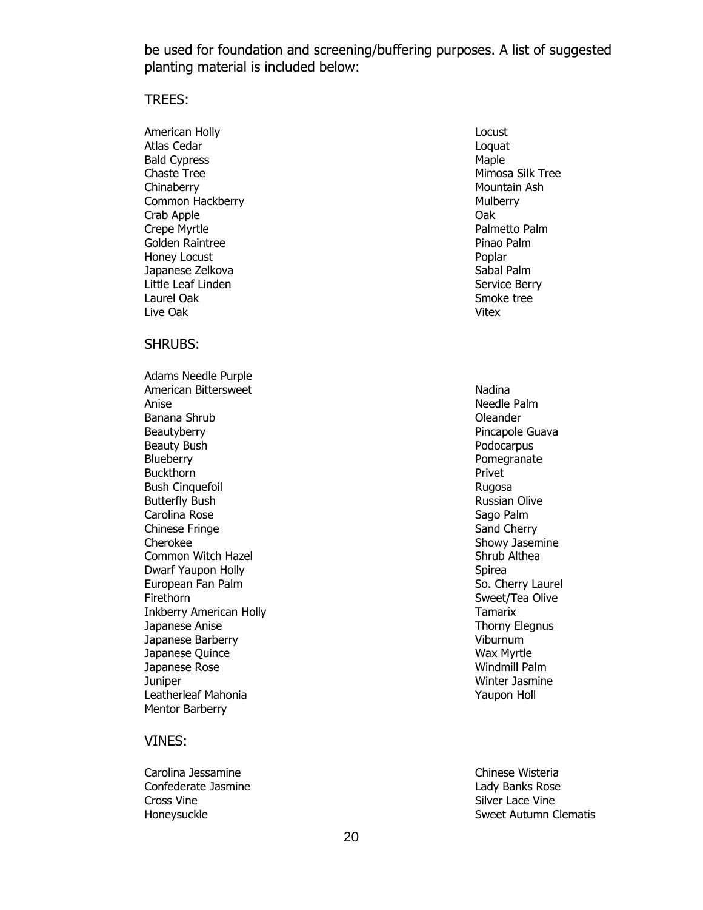be used for foundation and screening/buffering purposes. A list of suggested planting material is included below:

TREES:

American Holly
Atlas Cedar
Bald Cypress
Chaste Tree
Chinaberry
Common Hackberry
Crab Apple
Crepe Myrtle
Golden Raintree
Honey Locust
Japanese Zelkova
Little Leaf Linden
Laurel Oak
Live Oak
Locust
Loquat
Maple
Mimosa Silk Tree
Mountain Ash
Mulberry
Oak
Palmetto Palm
Pinao Palm
Poplar
Sabal Palm
Service Berry
Smoke tree
Vitex

SHRUBS:

Adams Needle Purple
American Bittersweet
Anise
Banana Shrub
Beautyberry
Beauty Bush
Blueberry
Buckthorn
Bush Cinquefoil
Butterfly Bush
Carolina Rose
Chinese Fringe
Cherokee
Common Witch Hazel
Dwarf Yaupon Holly
European Fan Palm
Firethorn
Inkberry American Holly
Japanese Anise
Japanese Barberry
Japanese Quince
Japanese Rose
Juniper
Leatherleaf Mahonia
Mentor Barberry
Nadina
Needle Palm
Oleander
Pincapole Guava
Podocarpus
Pomegranate
Privet
Rugosa
Russian Olive
Sago Palm
Sand Cherry
Showy Jasemine
Shrub Althea
Spirea
So. Cherry Laurel
Sweet/Tea Olive
Tamarix
Thorny Elegnus
Viburnum
Wax Myrtle
Windmill Palm
Winter Jasmine
Yaupon Holl

VINES:

Carolina Jessamine
Confederate Jasmine
Cross Vine
Honeysuckle
Chinese Wisteria
Lady Banks Rose
Silver Lace Vine
Sweet Autumn Clematis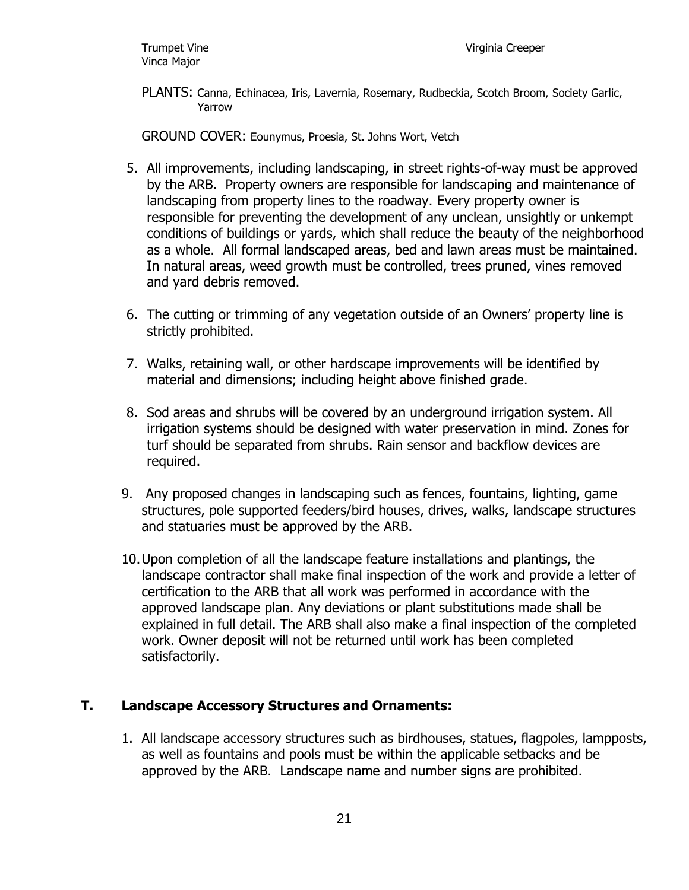Trumpet Vine
Vinca Major

Virginia Creeper

PLANTS: Canna, Echinacea, Iris, Lavernia, Rosemary, Rudbeckia, Scotch Broom, Society Garlic, Yarrow

GROUND COVER: Eounymus, Proesia, St. Johns Wort, Vetch

5. All improvements, including landscaping, in street rights-of-way must be approved by the ARB. Property owners are responsible for landscaping and maintenance of landscaping from property lines to the roadway. Every property owner is responsible for preventing the development of any unclean, unsightly or unkempt conditions of buildings or yards, which shall reduce the beauty of the neighborhood as a whole. All formal landscaped areas, bed and lawn areas must be maintained. In natural areas, weed growth must be controlled, trees pruned, vines removed and yard debris removed.

6. The cutting or trimming of any vegetation outside of an Owners' property line is strictly prohibited.

7. Walks, retaining wall, or other hardscape improvements will be identified by material and dimensions; including height above finished grade.

8. Sod areas and shrubs will be covered by an underground irrigation system. All irrigation systems should be designed with water preservation in mind. Zones for turf should be separated from shrubs. Rain sensor and backflow devices are required.

9. Any proposed changes in landscaping such as fences, fountains, lighting, game structures, pole supported feeders/bird houses, drives, walks, landscape structures and statuaries must be approved by the ARB.

10. Upon completion of all the landscape feature installations and plantings, the landscape contractor shall make final inspection of the work and provide a letter of certification to the ARB that all work was performed in accordance with the approved landscape plan. Any deviations or plant substitutions made shall be explained in full detail. The ARB shall also make a final inspection of the completed work. Owner deposit will not be returned until work has been completed satisfactorily.

### T. Landscape Accessory Structures and Ornaments:

1. All landscape accessory structures such as birdhouses, statues, flagpoles, lampposts, as well as fountains and pools must be within the applicable setbacks and be approved by the ARB. Landscape name and number signs are prohibited.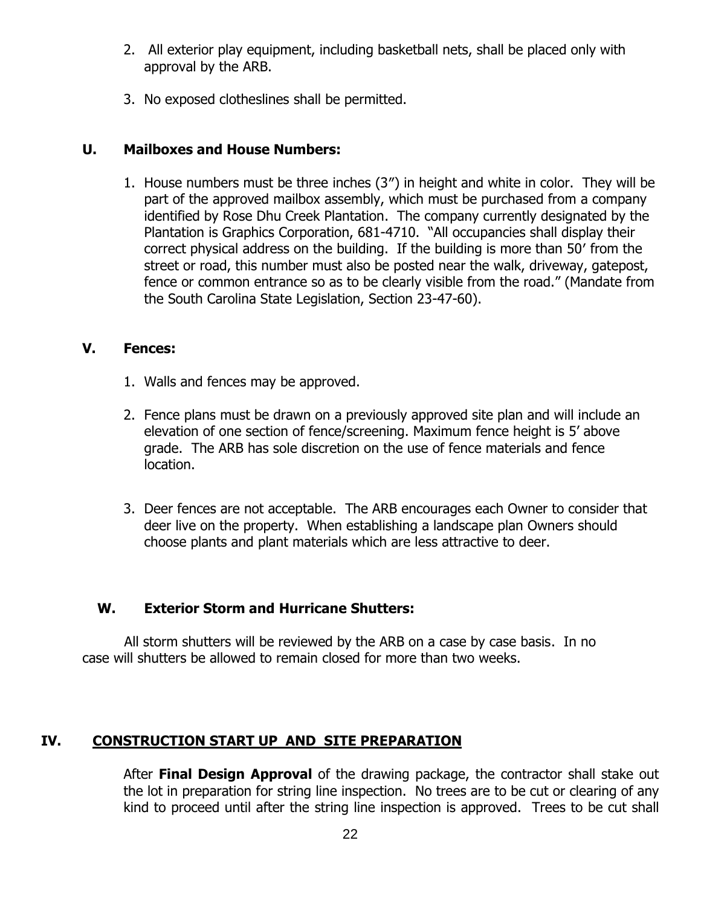2. All exterior play equipment, including basketball nets, shall be placed only with approval by the ARB.

3. No exposed clotheslines shall be permitted.

### U. Mailboxes and House Numbers:

1. House numbers must be three inches (3") in height and white in color. They will be part of the approved mailbox assembly, which must be purchased from a company identified by Rose Dhu Creek Plantation. The company currently designated by the Plantation is Graphics Corporation, 681-4710. "All occupancies shall display their correct physical address on the building. If the building is more than 50' from the street or road, this number must also be posted near the walk, driveway, gatepost, fence or common entrance so as to be clearly visible from the road." (Mandate from the South Carolina State Legislation, Section 23-47-60).

### V. Fences:

1. Walls and fences may be approved.

2. Fence plans must be drawn on a previously approved site plan and will include an elevation of one section of fence/screening. Maximum fence height is 5' above grade. The ARB has sole discretion on the use of fence materials and fence location.

3. Deer fences are not acceptable. The ARB encourages each Owner to consider that deer live on the property. When establishing a landscape plan Owners should choose plants and plant materials which are less attractive to deer.

### W. Exterior Storm and Hurricane Shutters:

All storm shutters will be reviewed by the ARB on a case by case basis. In no case will shutters be allowed to remain closed for more than two weeks.

## IV. CONSTRUCTION START UP AND SITE PREPARATION

After **Final Design Approval** of the drawing package, the contractor shall stake out the lot in preparation for string line inspection. No trees are to be cut or clearing of any kind to proceed until after the string line inspection is approved. Trees to be cut shall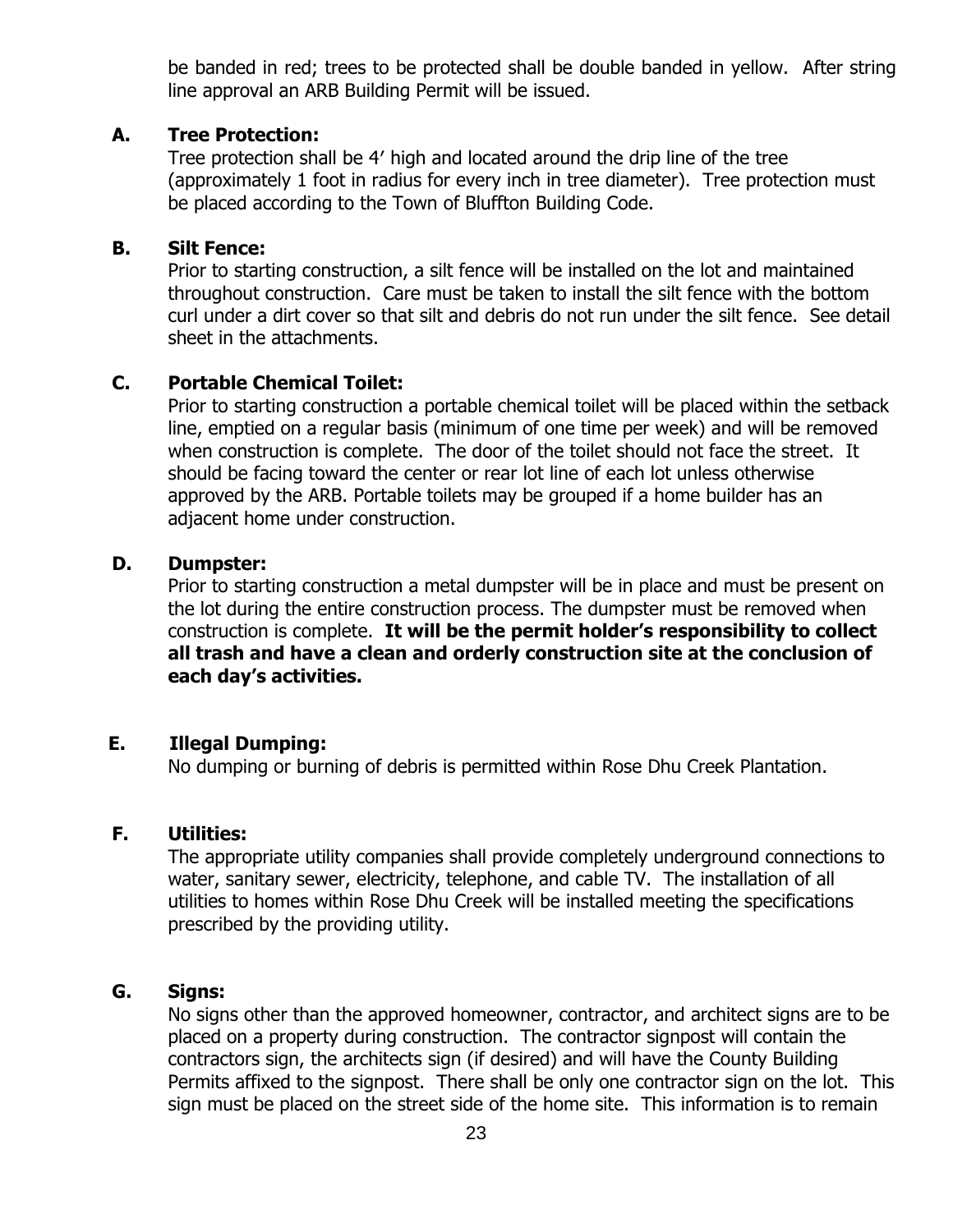be banded in red; trees to be protected shall be double banded in yellow. After string line approval an ARB Building Permit will be issued.

**A. Tree Protection:**

Tree protection shall be 4' high and located around the drip line of the tree (approximately 1 foot in radius for every inch in tree diameter). Tree protection must be placed according to the Town of Bluffton Building Code.

**B. Silt Fence:**

Prior to starting construction, a silt fence will be installed on the lot and maintained throughout construction. Care must be taken to install the silt fence with the bottom curl under a dirt cover so that silt and debris do not run under the silt fence. See detail sheet in the attachments.

**C. Portable Chemical Toilet:**

Prior to starting construction a portable chemical toilet will be placed within the setback line, emptied on a regular basis (minimum of one time per week) and will be removed when construction is complete. The door of the toilet should not face the street. It should be facing toward the center or rear lot line of each lot unless otherwise approved by the ARB. Portable toilets may be grouped if a home builder has an adjacent home under construction.

**D. Dumpster:**

Prior to starting construction a metal dumpster will be in place and must be present on the lot during the entire construction process. The dumpster must be removed when construction is complete. **It will be the permit holder's responsibility to collect all trash and have a clean and orderly construction site at the conclusion of each day's activities.**

**E. Illegal Dumping:**

No dumping or burning of debris is permitted within Rose Dhu Creek Plantation.

**F. Utilities:**

The appropriate utility companies shall provide completely underground connections to water, sanitary sewer, electricity, telephone, and cable TV. The installation of all utilities to homes within Rose Dhu Creek will be installed meeting the specifications prescribed by the providing utility.

**G. Signs:**

No signs other than the approved homeowner, contractor, and architect signs are to be placed on a property during construction. The contractor signpost will contain the contractors sign, the architects sign (if desired) and will have the County Building Permits affixed to the signpost. There shall be only one contractor sign on the lot. This sign must be placed on the street side of the home site. This information is to remain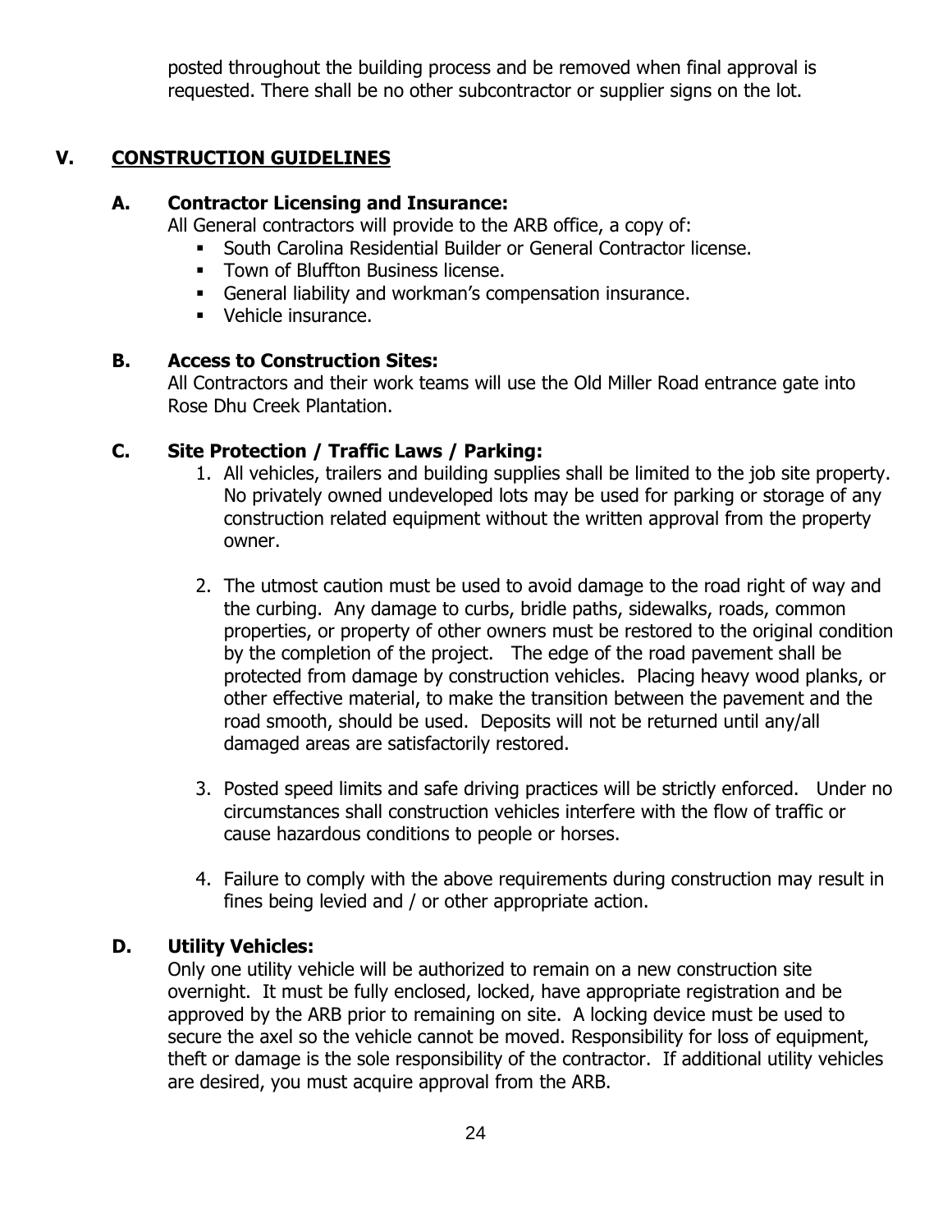posted throughout the building process and be removed when final approval is requested. There shall be no other subcontractor or supplier signs on the lot.

## V. CONSTRUCTION GUIDELINES

### A. Contractor Licensing and Insurance:

All General contractors will provide to the ARB office, a copy of:

- South Carolina Residential Builder or General Contractor license.
- Town of Bluffton Business license.
- General liability and workman's compensation insurance.
- Vehicle insurance.

### B. Access to Construction Sites:

All Contractors and their work teams will use the Old Miller Road entrance gate into Rose Dhu Creek Plantation.

### C. Site Protection / Traffic Laws / Parking:

1. All vehicles, trailers and building supplies shall be limited to the job site property. No privately owned undeveloped lots may be used for parking or storage of any construction related equipment without the written approval from the property owner.

2. The utmost caution must be used to avoid damage to the road right of way and the curbing. Any damage to curbs, bridle paths, sidewalks, roads, common properties, or property of other owners must be restored to the original condition by the completion of the project. The edge of the road pavement shall be protected from damage by construction vehicles. Placing heavy wood planks, or other effective material, to make the transition between the pavement and the road smooth, should be used. Deposits will not be returned until any/all damaged areas are satisfactorily restored.

3. Posted speed limits and safe driving practices will be strictly enforced. Under no circumstances shall construction vehicles interfere with the flow of traffic or cause hazardous conditions to people or horses.

4. Failure to comply with the above requirements during construction may result in fines being levied and / or other appropriate action.

### D. Utility Vehicles:

Only one utility vehicle will be authorized to remain on a new construction site overnight. It must be fully enclosed, locked, have appropriate registration and be approved by the ARB prior to remaining on site. A locking device must be used to secure the axel so the vehicle cannot be moved. Responsibility for loss of equipment, theft or damage is the sole responsibility of the contractor. If additional utility vehicles are desired, you must acquire approval from the ARB.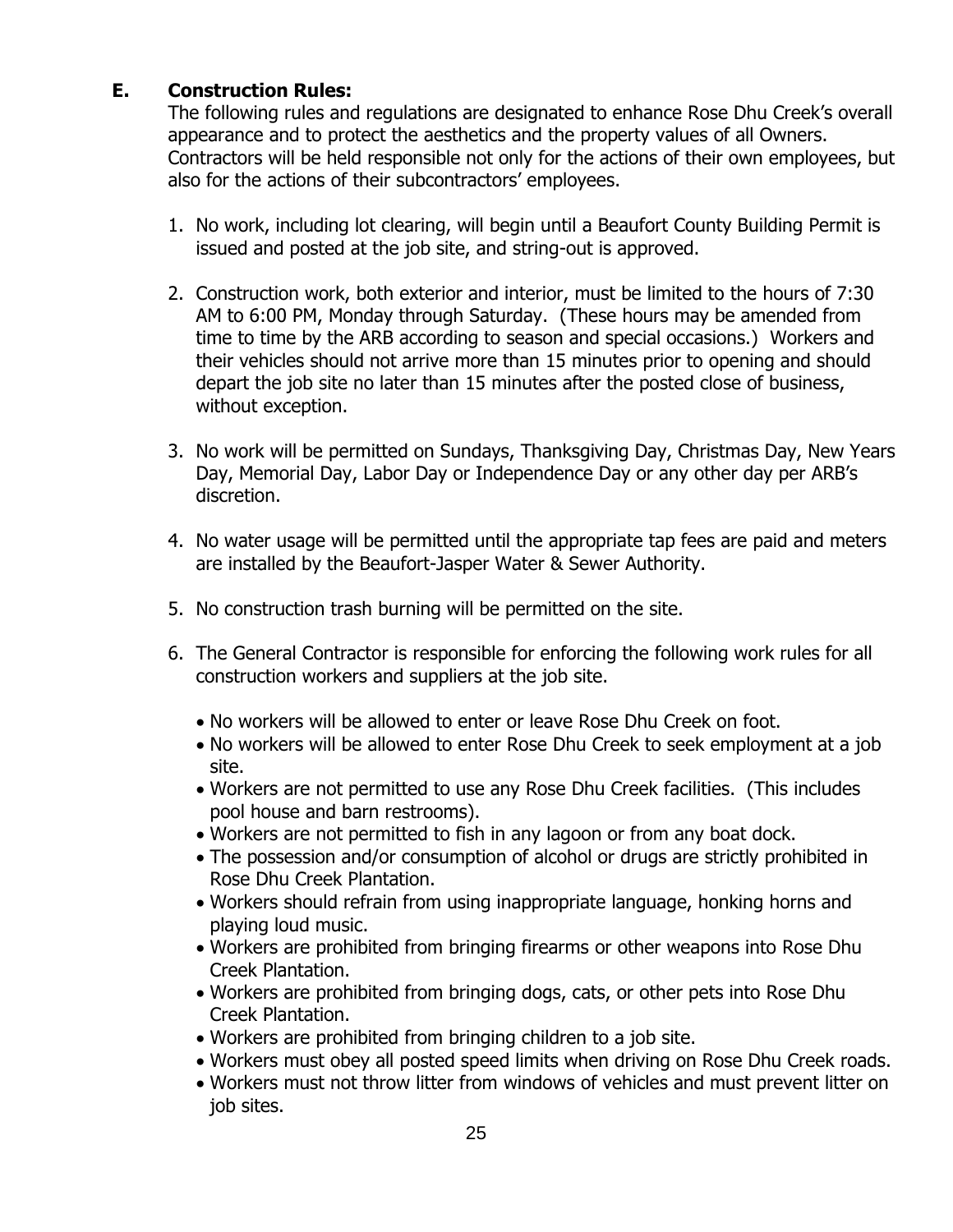### E. Construction Rules:

The following rules and regulations are designated to enhance Rose Dhu Creek's overall appearance and to protect the aesthetics and the property values of all Owners. Contractors will be held responsible not only for the actions of their own employees, but also for the actions of their subcontractors' employees.

1. No work, including lot clearing, will begin until a Beaufort County Building Permit is issued and posted at the job site, and string-out is approved.

2. Construction work, both exterior and interior, must be limited to the hours of 7:30 AM to 6:00 PM, Monday through Saturday. (These hours may be amended from time to time by the ARB according to season and special occasions.) Workers and their vehicles should not arrive more than 15 minutes prior to opening and should depart the job site no later than 15 minutes after the posted close of business, without exception.

3. No work will be permitted on Sundays, Thanksgiving Day, Christmas Day, New Years Day, Memorial Day, Labor Day or Independence Day or any other day per ARB's discretion.

4. No water usage will be permitted until the appropriate tap fees are paid and meters are installed by the Beaufort-Jasper Water & Sewer Authority.

5. No construction trash burning will be permitted on the site.

6. The General Contractor is responsible for enforcing the following work rules for all construction workers and suppliers at the job site.

   - No workers will be allowed to enter or leave Rose Dhu Creek on foot.
   - No workers will be allowed to enter Rose Dhu Creek to seek employment at a job site.
   - Workers are not permitted to use any Rose Dhu Creek facilities. (This includes pool house and barn restrooms).
   - Workers are not permitted to fish in any lagoon or from any boat dock.
   - The possession and/or consumption of alcohol or drugs are strictly prohibited in Rose Dhu Creek Plantation.
   - Workers should refrain from using inappropriate language, honking horns and playing loud music.
   - Workers are prohibited from bringing firearms or other weapons into Rose Dhu Creek Plantation.
   - Workers are prohibited from bringing dogs, cats, or other pets into Rose Dhu Creek Plantation.
   - Workers are prohibited from bringing children to a job site.
   - Workers must obey all posted speed limits when driving on Rose Dhu Creek roads.
   - Workers must not throw litter from windows of vehicles and must prevent litter on job sites.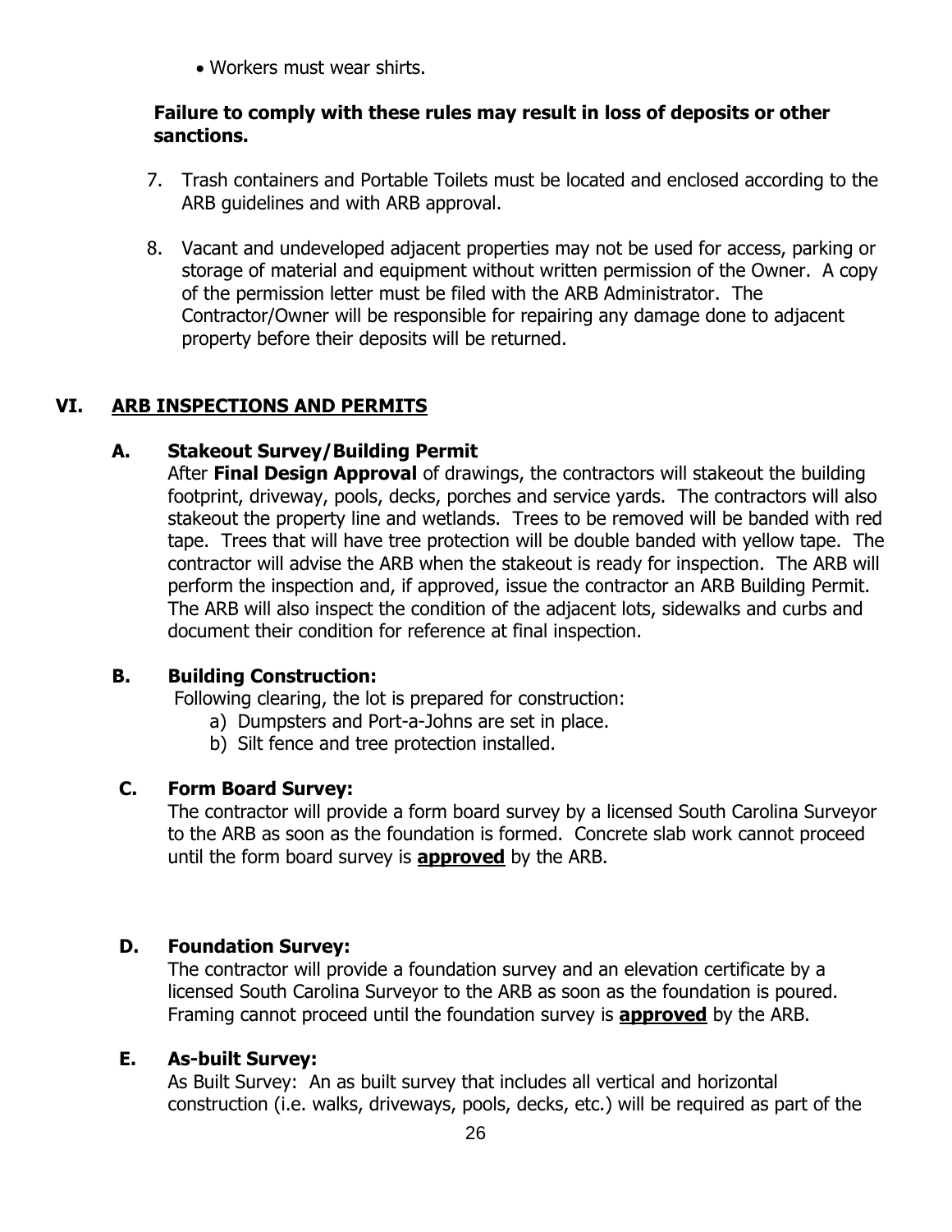- Workers must wear shirts.

**Failure to comply with these rules may result in loss of deposits or other sanctions.**

7. Trash containers and Portable Toilets must be located and enclosed according to the ARB guidelines and with ARB approval.

8. Vacant and undeveloped adjacent properties may not be used for access, parking or storage of material and equipment without written permission of the Owner. A copy of the permission letter must be filed with the ARB Administrator. The Contractor/Owner will be responsible for repairing any damage done to adjacent property before their deposits will be returned.

## VI. ARB INSPECTIONS AND PERMITS

### A. Stakeout Survey/Building Permit

After **Final Design Approval** of drawings, the contractors will stakeout the building footprint, driveway, pools, decks, porches and service yards. The contractors will also stakeout the property line and wetlands. Trees to be removed will be banded with red tape. Trees that will have tree protection will be double banded with yellow tape. The contractor will advise the ARB when the stakeout is ready for inspection. The ARB will perform the inspection and, if approved, issue the contractor an ARB Building Permit. The ARB will also inspect the condition of the adjacent lots, sidewalks and curbs and document their condition for reference at final inspection.

### B. Building Construction:

Following clearing, the lot is prepared for construction:

a) Dumpsters and Port-a-Johns are set in place.
b) Silt fence and tree protection installed.

### C. Form Board Survey:

The contractor will provide a form board survey by a licensed South Carolina Surveyor to the ARB as soon as the foundation is formed. Concrete slab work cannot proceed until the form board survey is **approved** by the ARB.

### D. Foundation Survey:

The contractor will provide a foundation survey and an elevation certificate by a licensed South Carolina Surveyor to the ARB as soon as the foundation is poured. Framing cannot proceed until the foundation survey is **approved** by the ARB.

### E. As-built Survey:

As Built Survey: An as built survey that includes all vertical and horizontal construction (i.e. walks, driveways, pools, decks, etc.) will be required as part of the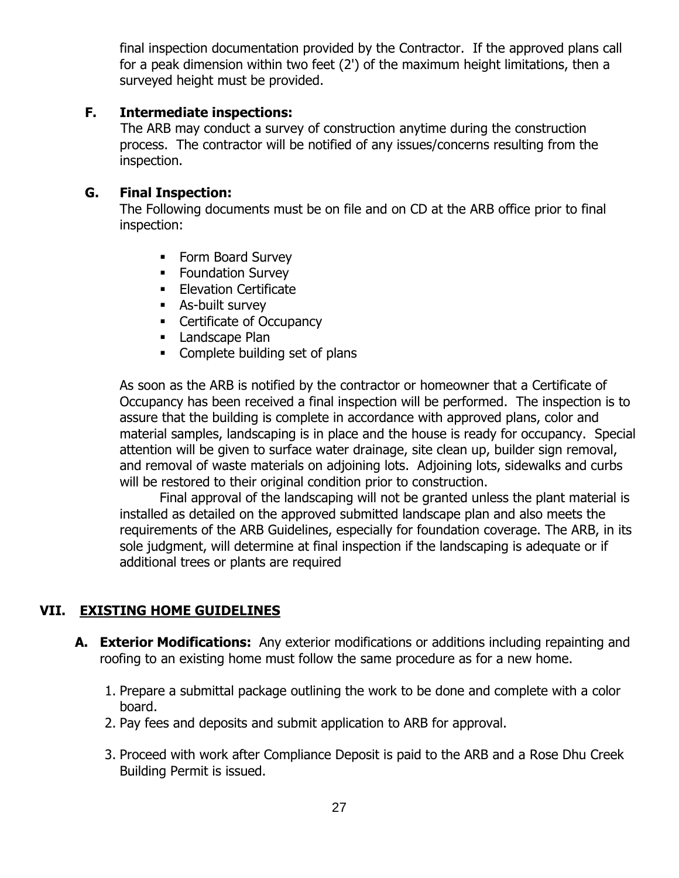final inspection documentation provided by the Contractor. If the approved plans call for a peak dimension within two feet (2') of the maximum height limitations, then a surveyed height must be provided.

### F. Intermediate inspections:

The ARB may conduct a survey of construction anytime during the construction process. The contractor will be notified of any issues/concerns resulting from the inspection.

### G. Final Inspection:

The Following documents must be on file and on CD at the ARB office prior to final inspection:

- Form Board Survey
- Foundation Survey
- Elevation Certificate
- As-built survey
- Certificate of Occupancy
- Landscape Plan
- Complete building set of plans

As soon as the ARB is notified by the contractor or homeowner that a Certificate of Occupancy has been received a final inspection will be performed. The inspection is to assure that the building is complete in accordance with approved plans, color and material samples, landscaping is in place and the house is ready for occupancy. Special attention will be given to surface water drainage, site clean up, builder sign removal, and removal of waste materials on adjoining lots. Adjoining lots, sidewalks and curbs will be restored to their original condition prior to construction.

Final approval of the landscaping will not be granted unless the plant material is installed as detailed on the approved submitted landscape plan and also meets the requirements of the ARB Guidelines, especially for foundation coverage. The ARB, in its sole judgment, will determine at final inspection if the landscaping is adequate or if additional trees or plants are required

## VII. EXISTING HOME GUIDELINES

**A. Exterior Modifications:** Any exterior modifications or additions including repainting and roofing to an existing home must follow the same procedure as for a new home.

1. Prepare a submittal package outlining the work to be done and complete with a color board.
2. Pay fees and deposits and submit application to ARB for approval.
3. Proceed with work after Compliance Deposit is paid to the ARB and a Rose Dhu Creek Building Permit is issued.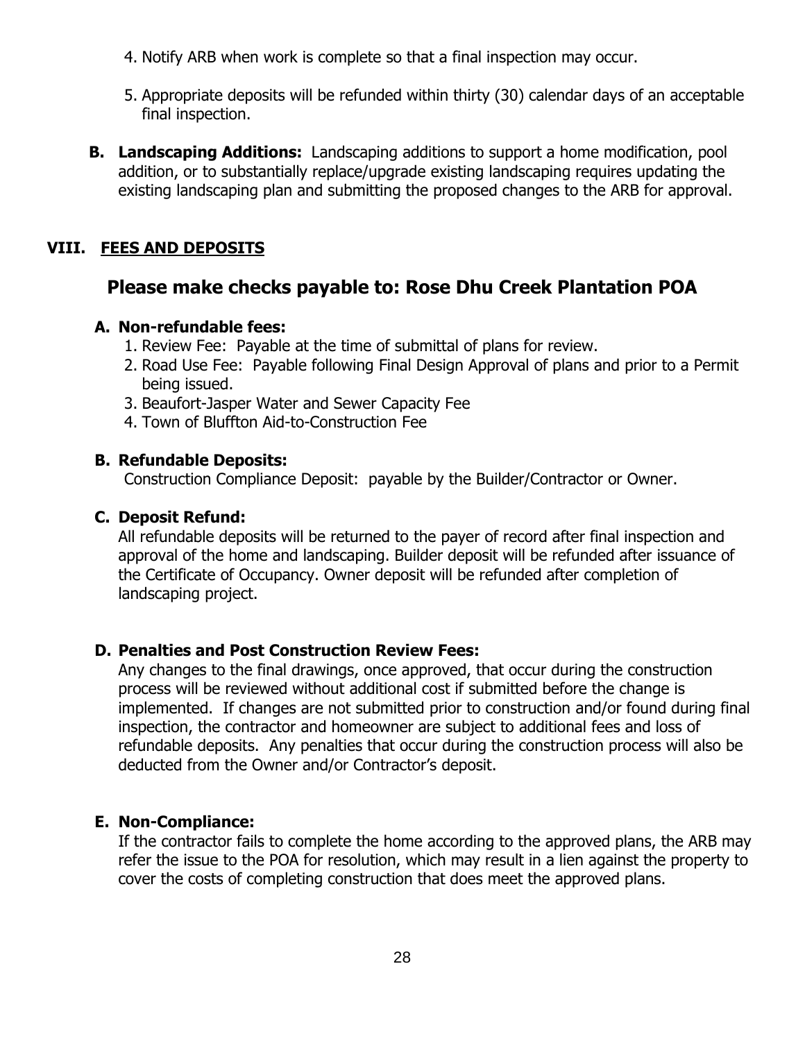4. Notify ARB when work is complete so that a final inspection may occur.

5. Appropriate deposits will be refunded within thirty (30) calendar days of an acceptable final inspection.

**B. Landscaping Additions:** Landscaping additions to support a home modification, pool addition, or to substantially replace/upgrade existing landscaping requires updating the existing landscaping plan and submitting the proposed changes to the ARB for approval.

## VIII. FEES AND DEPOSITS

### Please make checks payable to: Rose Dhu Creek Plantation POA

**A. Non-refundable fees:**

1. Review Fee: Payable at the time of submittal of plans for review.
2. Road Use Fee: Payable following Final Design Approval of plans and prior to a Permit being issued.
3. Beaufort-Jasper Water and Sewer Capacity Fee
4. Town of Bluffton Aid-to-Construction Fee

**B. Refundable Deposits:**

Construction Compliance Deposit: payable by the Builder/Contractor or Owner.

**C. Deposit Refund:**

All refundable deposits will be returned to the payer of record after final inspection and approval of the home and landscaping. Builder deposit will be refunded after issuance of the Certificate of Occupancy. Owner deposit will be refunded after completion of landscaping project.

**D. Penalties and Post Construction Review Fees:**

Any changes to the final drawings, once approved, that occur during the construction process will be reviewed without additional cost if submitted before the change is implemented. If changes are not submitted prior to construction and/or found during final inspection, the contractor and homeowner are subject to additional fees and loss of refundable deposits. Any penalties that occur during the construction process will also be deducted from the Owner and/or Contractor's deposit.

**E. Non-Compliance:**

If the contractor fails to complete the home according to the approved plans, the ARB may refer the issue to the POA for resolution, which may result in a lien against the property to cover the costs of completing construction that does meet the approved plans.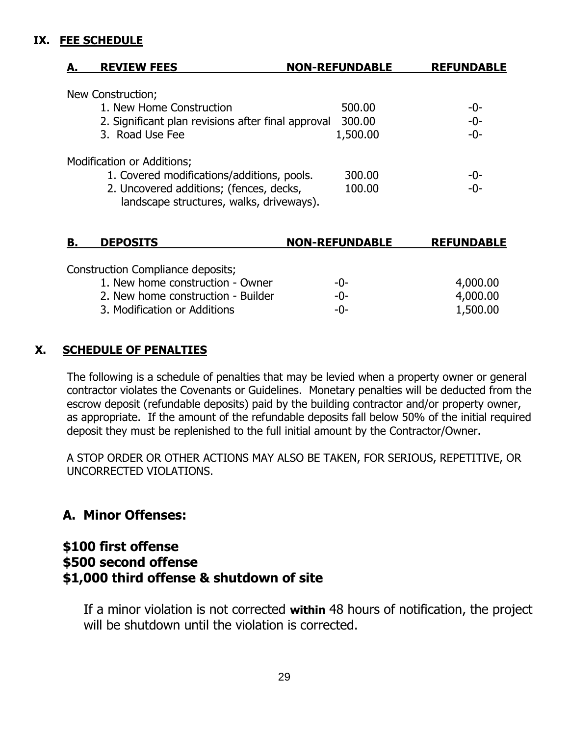# IX. FEE SCHEDULE

| A. REVIEW FEES | NON-REFUNDABLE | REFUNDABLE |
|---|---|---|
| New Construction; | | |
| 1. New Home Construction | 500.00 | -0- |
| 2. Significant plan revisions after final approval | 300.00 | -0- |
| 3. Road Use Fee | 1,500.00 | -0- |
| Modification or Additions; | | |
| 1. Covered modifications/additions, pools. | 300.00 | -0- |
| 2. Uncovered additions; (fences, decks, landscape structures, walks, driveways). | 100.00 | -0- |

| B. DEPOSITS | NON-REFUNDABLE | REFUNDABLE |
|---|---|---|
| Construction Compliance deposits; | | |
| 1. New home construction - Owner | -0- | 4,000.00 |
| 2. New home construction - Builder | -0- | 4,000.00 |
| 3. Modification or Additions | -0- | 1,500.00 |

# X. SCHEDULE OF PENALTIES

The following is a schedule of penalties that may be levied when a property owner or general contractor violates the Covenants or Guidelines. Monetary penalties will be deducted from the escrow deposit (refundable deposits) paid by the building contractor and/or property owner, as appropriate. If the amount of the refundable deposits fall below 50% of the initial required deposit they must be replenished to the full initial amount by the Contractor/Owner.

A STOP ORDER OR OTHER ACTIONS MAY ALSO BE TAKEN, FOR SERIOUS, REPETITIVE, OR UNCORRECTED VIOLATIONS.

## A. Minor Offenses:

**$100 first offense**
**$500 second offense**
**$1,000 third offense & shutdown of site**

If a minor violation is not corrected **within** 48 hours of notification, the project will be shutdown until the violation is corrected.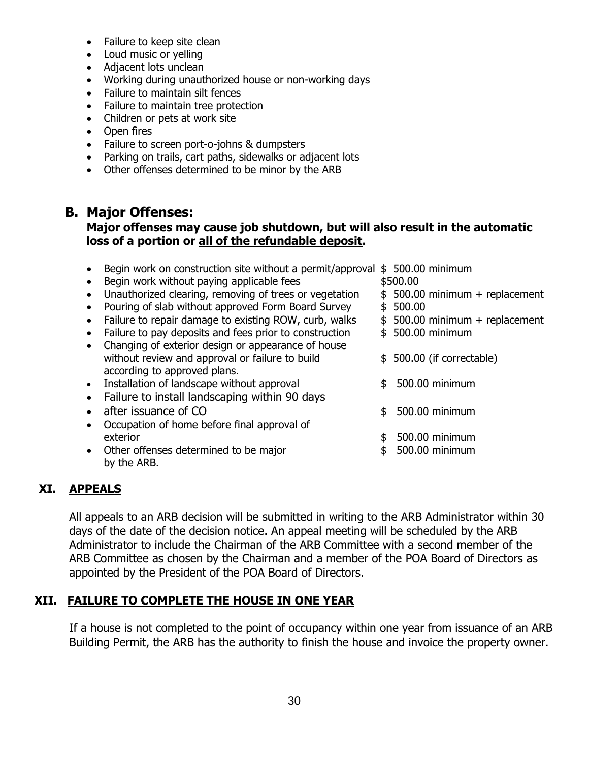- Failure to keep site clean
- Loud music or yelling
- Adjacent lots unclean
- Working during unauthorized house or non-working days
- Failure to maintain silt fences
- Failure to maintain tree protection
- Children or pets at work site
- Open fires
- Failure to screen port-o-johns & dumpsters
- Parking on trails, cart paths, sidewalks or adjacent lots
- Other offenses determined to be minor by the ARB

## B. Major Offenses:

**Major offenses may cause job shutdown, but will also result in the automatic loss of a portion or <u>all of the refundable deposit</u>.**

- Begin work on construction site without a permit/approval $ 500.00 minimum
- Begin work without paying applicable fees $500.00
- Unauthorized clearing, removing of trees or vegetation $ 500.00 minimum + replacement
- Pouring of slab without approved Form Board Survey $ 500.00
- Failure to repair damage to existing ROW, curb, walks $ 500.00 minimum + replacement
- Failure to pay deposits and fees prior to construction $ 500.00 minimum
- Changing of exterior design or appearance of house without review and approval or failure to build according to approved plans. $ 500.00 (if correctable)
- Installation of landscape without approval $ 500.00 minimum
- Failure to install landscaping within 90 days
- after issuance of CO $ 500.00 minimum
- Occupation of home before final approval of exterior $ 500.00 minimum
- Other offenses determined to be major by the ARB. $ 500.00 minimum

## XI. APPEALS

All appeals to an ARB decision will be submitted in writing to the ARB Administrator within 30 days of the date of the decision notice. An appeal meeting will be scheduled by the ARB Administrator to include the Chairman of the ARB Committee with a second member of the ARB Committee as chosen by the Chairman and a member of the POA Board of Directors as appointed by the President of the POA Board of Directors.

## XII. FAILURE TO COMPLETE THE HOUSE IN ONE YEAR

If a house is not completed to the point of occupancy within one year from issuance of an ARB Building Permit, the ARB has the authority to finish the house and invoice the property owner.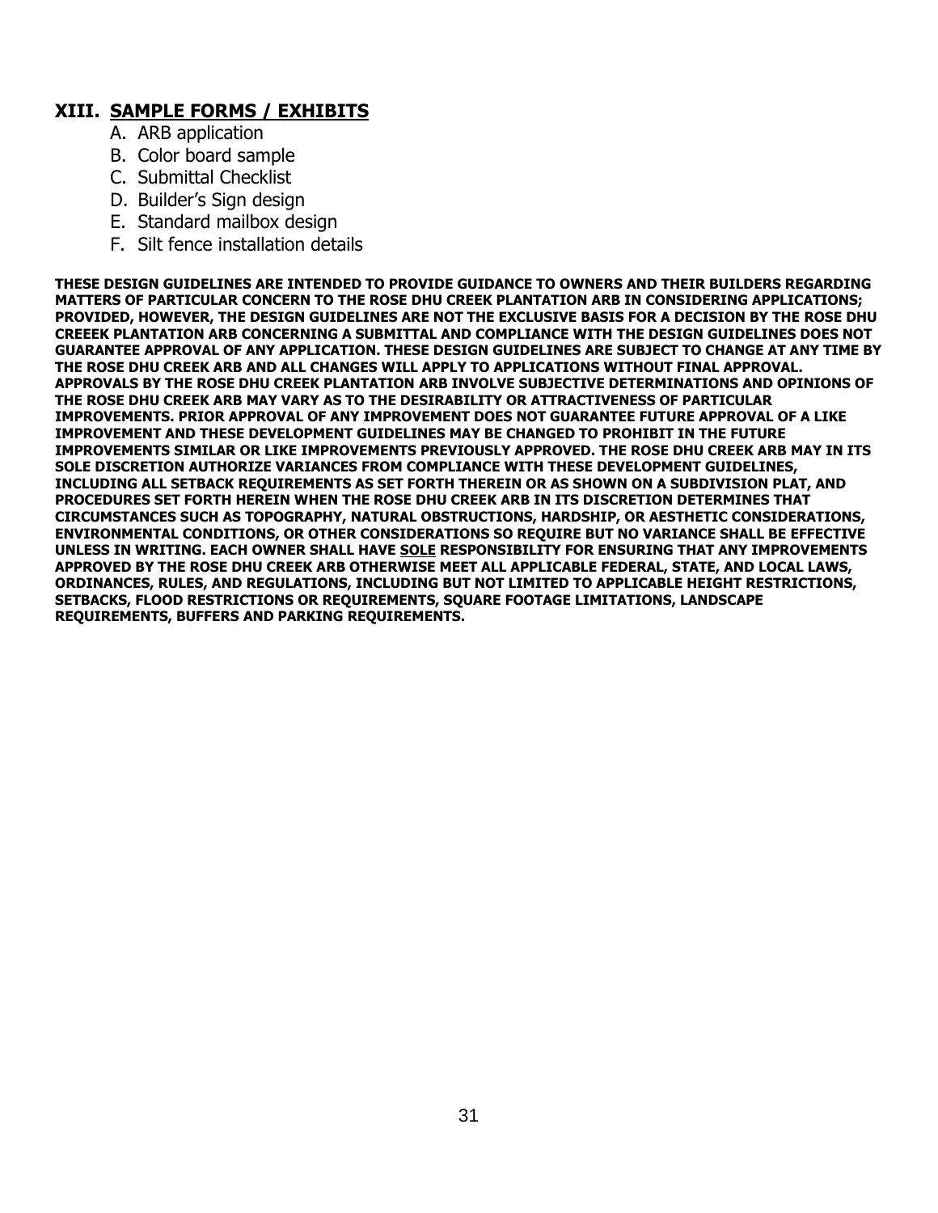## XIII. SAMPLE FORMS / EXHIBITS

A. ARB application
B. Color board sample
C. Submittal Checklist
D. Builder's Sign design
E. Standard mailbox design
F. Silt fence installation details

**THESE DESIGN GUIDELINES ARE INTENDED TO PROVIDE GUIDANCE TO OWNERS AND THEIR BUILDERS REGARDING MATTERS OF PARTICULAR CONCERN TO THE ROSE DHU CREEK PLANTATION ARB IN CONSIDERING APPLICATIONS; PROVIDED, HOWEVER, THE DESIGN GUIDELINES ARE NOT THE EXCLUSIVE BASIS FOR A DECISION BY THE ROSE DHU CREEEK PLANTATION ARB CONCERNING A SUBMITTAL AND COMPLIANCE WITH THE DESIGN GUIDELINES DOES NOT GUARANTEE APPROVAL OF ANY APPLICATION. THESE DESIGN GUIDELINES ARE SUBJECT TO CHANGE AT ANY TIME BY THE ROSE DHU CREEK ARB AND ALL CHANGES WILL APPLY TO APPLICATIONS WITHOUT FINAL APPROVAL. APPROVALS BY THE ROSE DHU CREEK PLANTATION ARB INVOLVE SUBJECTIVE DETERMINATIONS AND OPINIONS OF THE ROSE DHU CREEK ARB MAY VARY AS TO THE DESIRABILITY OR ATTRACTIVENESS OF PARTICULAR IMPROVEMENTS. PRIOR APPROVAL OF ANY IMPROVEMENT DOES NOT GUARANTEE FUTURE APPROVAL OF A LIKE IMPROVEMENT AND THESE DEVELOPMENT GUIDELINES MAY BE CHANGED TO PROHIBIT IN THE FUTURE IMPROVEMENTS SIMILAR OR LIKE IMPROVEMENTS PREVIOUSLY APPROVED. THE ROSE DHU CREEK ARB MAY IN ITS SOLE DISCRETION AUTHORIZE VARIANCES FROM COMPLIANCE WITH THESE DEVELOPMENT GUIDELINES, INCLUDING ALL SETBACK REQUIREMENTS AS SET FORTH THEREIN OR AS SHOWN ON A SUBDIVISION PLAT, AND PROCEDURES SET FORTH HEREIN WHEN THE ROSE DHU CREEK ARB IN ITS DISCRETION DETERMINES THAT CIRCUMSTANCES SUCH AS TOPOGRAPHY, NATURAL OBSTRUCTIONS, HARDSHIP, OR AESTHETIC CONSIDERATIONS, ENVIRONMENTAL CONDITIONS, OR OTHER CONSIDERATIONS SO REQUIRE BUT NO VARIANCE SHALL BE EFFECTIVE UNLESS IN WRITING. EACH OWNER SHALL HAVE SOLE RESPONSIBILITY FOR ENSURING THAT ANY IMPROVEMENTS APPROVED BY THE ROSE DHU CREEK ARB OTHERWISE MEET ALL APPLICABLE FEDERAL, STATE, AND LOCAL LAWS, ORDINANCES, RULES, AND REGULATIONS, INCLUDING BUT NOT LIMITED TO APPLICABLE HEIGHT RESTRICTIONS, SETBACKS, FLOOD RESTRICTIONS OR REQUIREMENTS, SQUARE FOOTAGE LIMITATIONS, LANDSCAPE REQUIREMENTS, BUFFERS AND PARKING REQUIREMENTS.**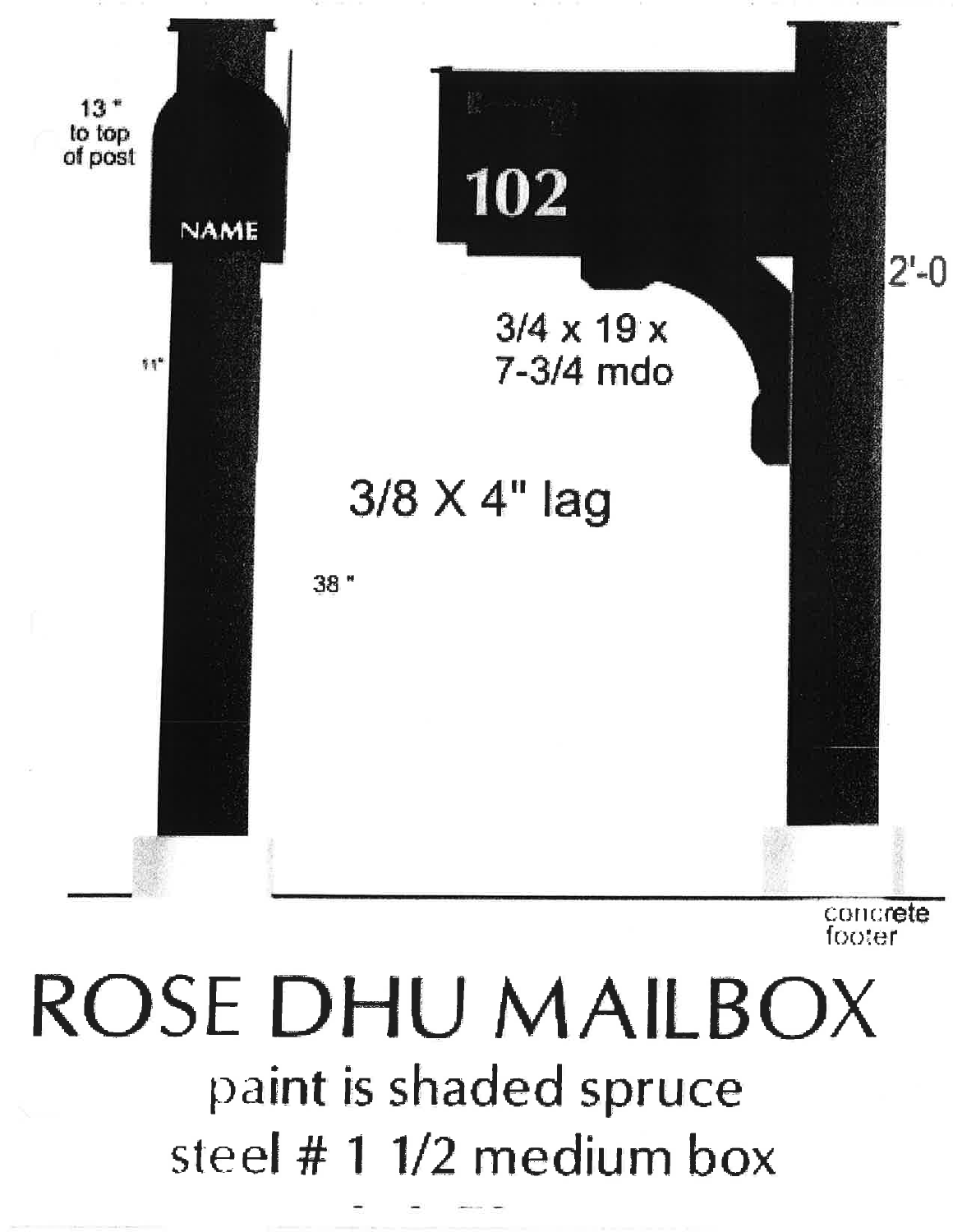13 " to top of post

NAME

102

2'-0

3/4 x 19 x 7-3/4 mdo

11"

3/8 X 4" lag

38 "

concrete footer

# ROSE DHU MAILBOX

paint is shaded spruce

steel # 1 1/2 medium box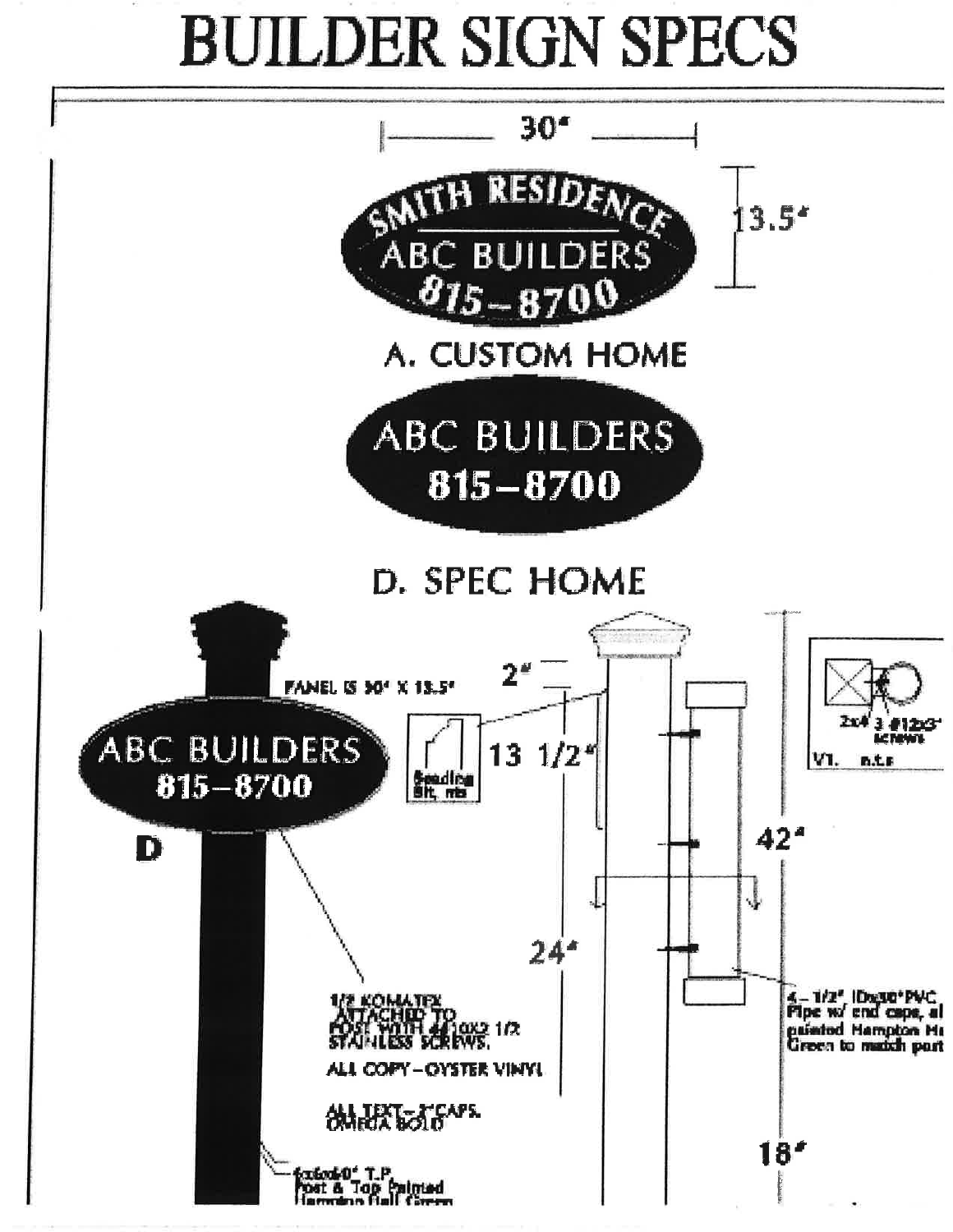# BUILDER SIGN SPECS

30"

13.5"

SMITH RESIDENCE
ABC BUILDERS
815–8700

A. CUSTOM HOME

ABC BUILDERS
815–8700

D. SPEC HOME

PANEL IS 30" X 13.5"

ABC BUILDERS
815–8700

D

1/2 KOMATEX ATTACHED TO POST WITH #10X2 1/2 STAINLESS SCREWS.

ALL COPY – OYSTER VINYL

ALL TEXT – 3" CAPS. OMEGA BOLD

6x6x10' T.P. Post & Top Painted Hampton Hall Green

2"

13 1/2"

Beading Bit, nts

24"

42"

18"

2x4 3 #12x3" screws

V1. n.t.s

4 – 1/2" IDx30" PVC Pipe w/ end caps, al painted Hampton H Green to match post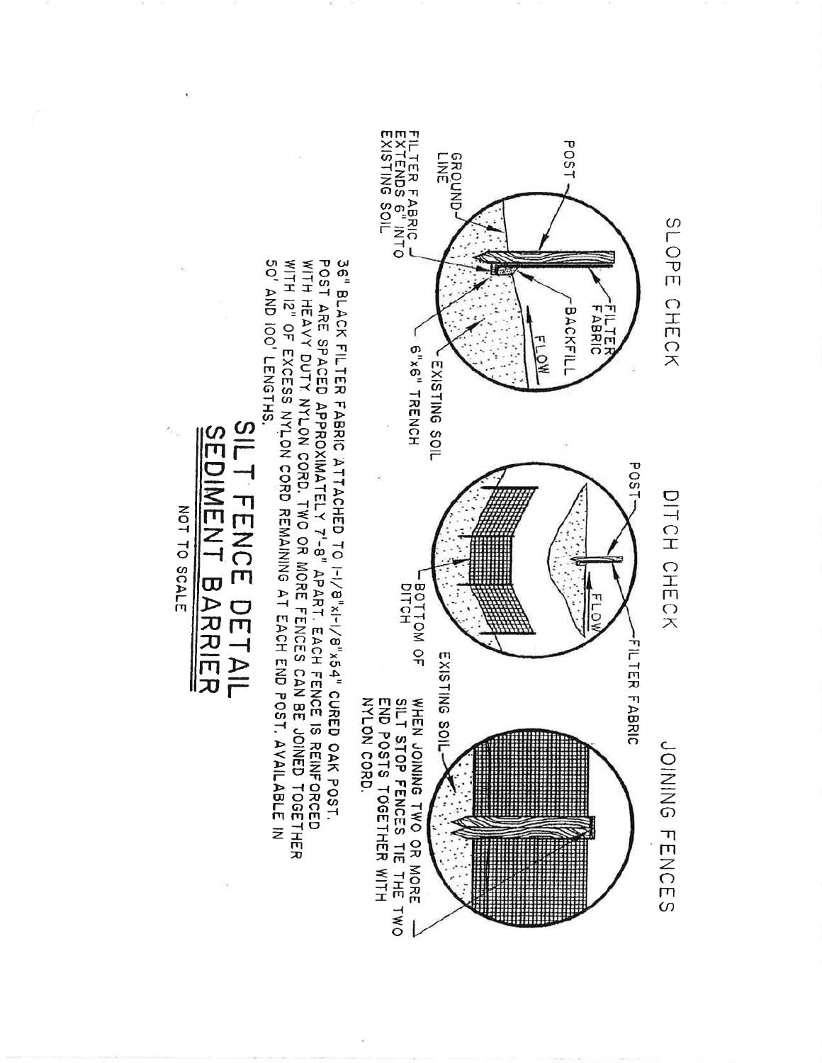## SLOPE CHECK

POST

GROUND LINE

FILTER FABRIC EXTENDS 6" INTO EXISTING SOIL

FILTER FABRIC

BACKFILL

FLOW

EXISTING SOIL

6"x6" TRENCH

## DITCH CHECK

POST

FLOW

FILTER FABRIC

BOTTOM OF DITCH

EXISTING SOIL

## JOINING FENCES

WHEN JOINING TWO OR MORE SILT STOP FENCES TIE THE TWO END POSTS TOGETHER WITH NYLON CORD.

36" BLACK FILTER FABRIC ATTACHED TO 1-1/8"x1-1/8"x54" CURED OAK POST. POST ARE SPACED APPROXIMATELY 7'-8" APART. EACH FENCE IS REINFORCED WITH HEAVY DUTY NYLON CORD. TWO OR MORE FENCES CAN BE JOINED TOGETHER WITH 12" OF EXCESS NYLON CORD REMAINING AT EACH END POST. AVAILABLE IN 50' AND 100' LENGTHS.

# SILT FENCE DETAIL
# SEDIMENT BARRIER

NOT TO SCALE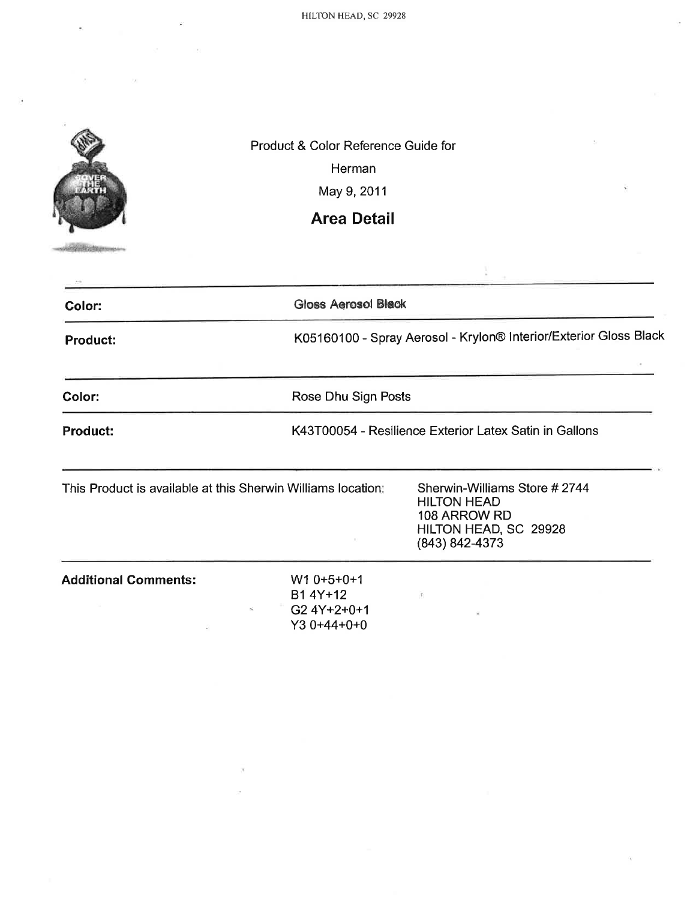Product & Color Reference Guide for

Herman

May 9, 2011

## Area Detail

| | |
|---|---|
| **Color:** | Gloss Aerosol Black |
| **Product:** | K05160100 - Spray Aerosol - Krylon® Interior/Exterior Gloss Black |
| **Color:** | Rose Dhu Sign Posts |
| **Product:** | K43T00054 - Resilience Exterior Latex Satin in Gallons |

This Product is available at this Sherwin Williams location:

Sherwin-Williams Store # 2744
HILTON HEAD
108 ARROW RD
HILTON HEAD, SC 29928
(843) 842-4373

**Additional Comments:**

W1 0+5+0+1
B1 4Y+12
G2 4Y+2+0+1
Y3 0+44+0+0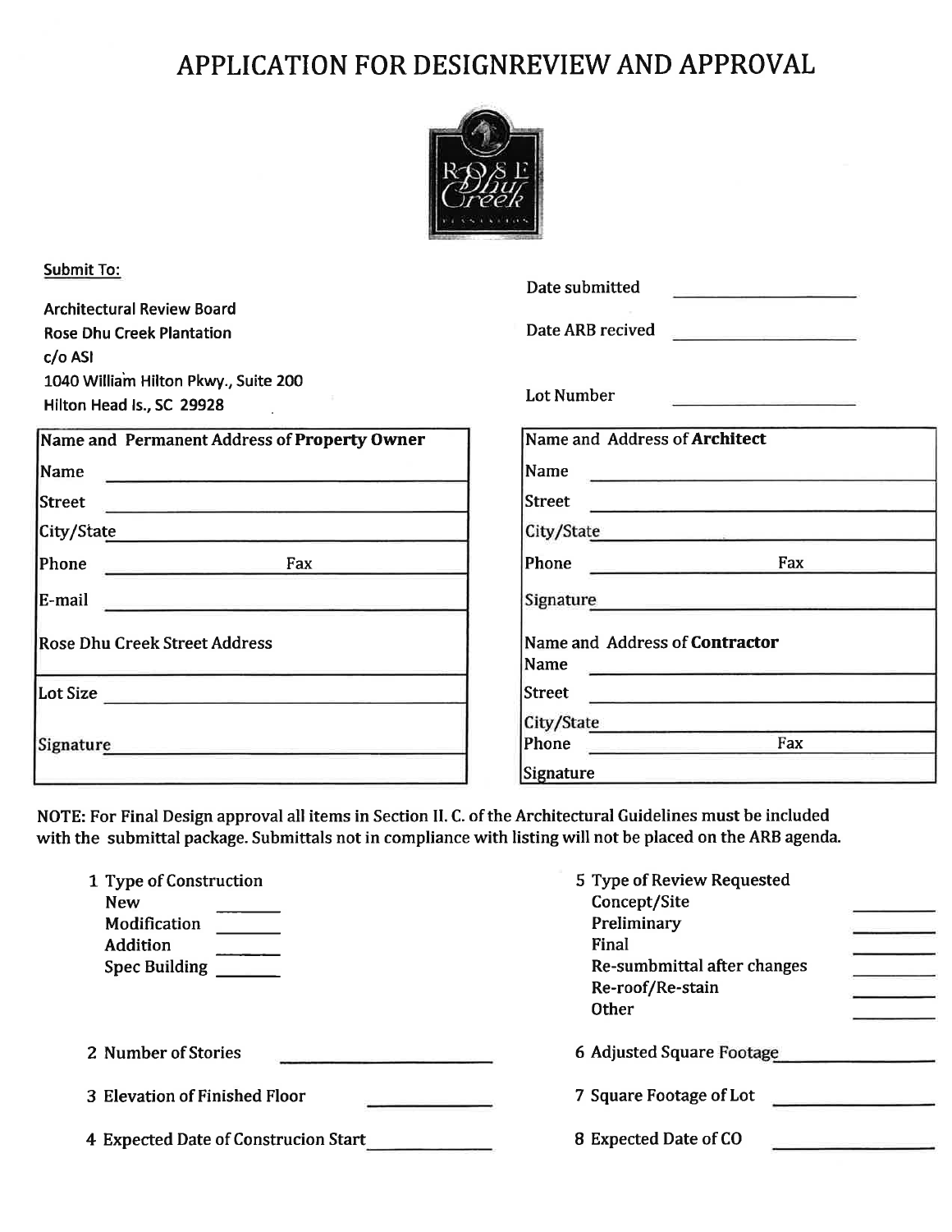# APPLICATION FOR DESIGNREVIEW AND APPROVAL

**Submit To:**

**Architectural Review Board**
**Rose Dhu Creek Plantation**
**c/o ASI**
**1040 William Hilton Pkwy., Suite 200**
**Hilton Head Is., SC 29928**

Date submitted ____________________

Date ARB recived ____________________

Lot Number ____________________

| Name and Permanent Address of **Property Owner** |
|---|
| Name |
| Street |
| City/State |
| Phone Fax |
| E-mail |
| Rose Dhu Creek Street Address |
| Lot Size |
| Signature |

| Name and Address of **Architect** |
|---|
| Name |
| Street |
| City/State |
| Phone Fax |
| Signature |
| Name and Address of **Contractor** |
| Name |
| Street |
| City/State |
| Phone Fax |
| Signature |

NOTE: For Final Design approval all items in Section II. C. of the Architectural Guidelines must be included with the submittal package. Submittals not in compliance with listing will not be placed on the ARB agenda.

1 Type of Construction
- New ______
- Modification ______
- Addition ______
- Spec Building ______

2 Number of Stories ____________________

3 Elevation of Finished Floor ____________________

4 Expected Date of Construcion Start ____________________

5 Type of Review Requested
- Concept/Site ______
- Preliminary ______
- Final ______
- Re-sumbmittal after changes ______
- Re-roof/Re-stain ______
- Other ______

6 Adjusted Square Footage ____________________

7 Square Footage of Lot ____________________

8 Expected Date of CO ____________________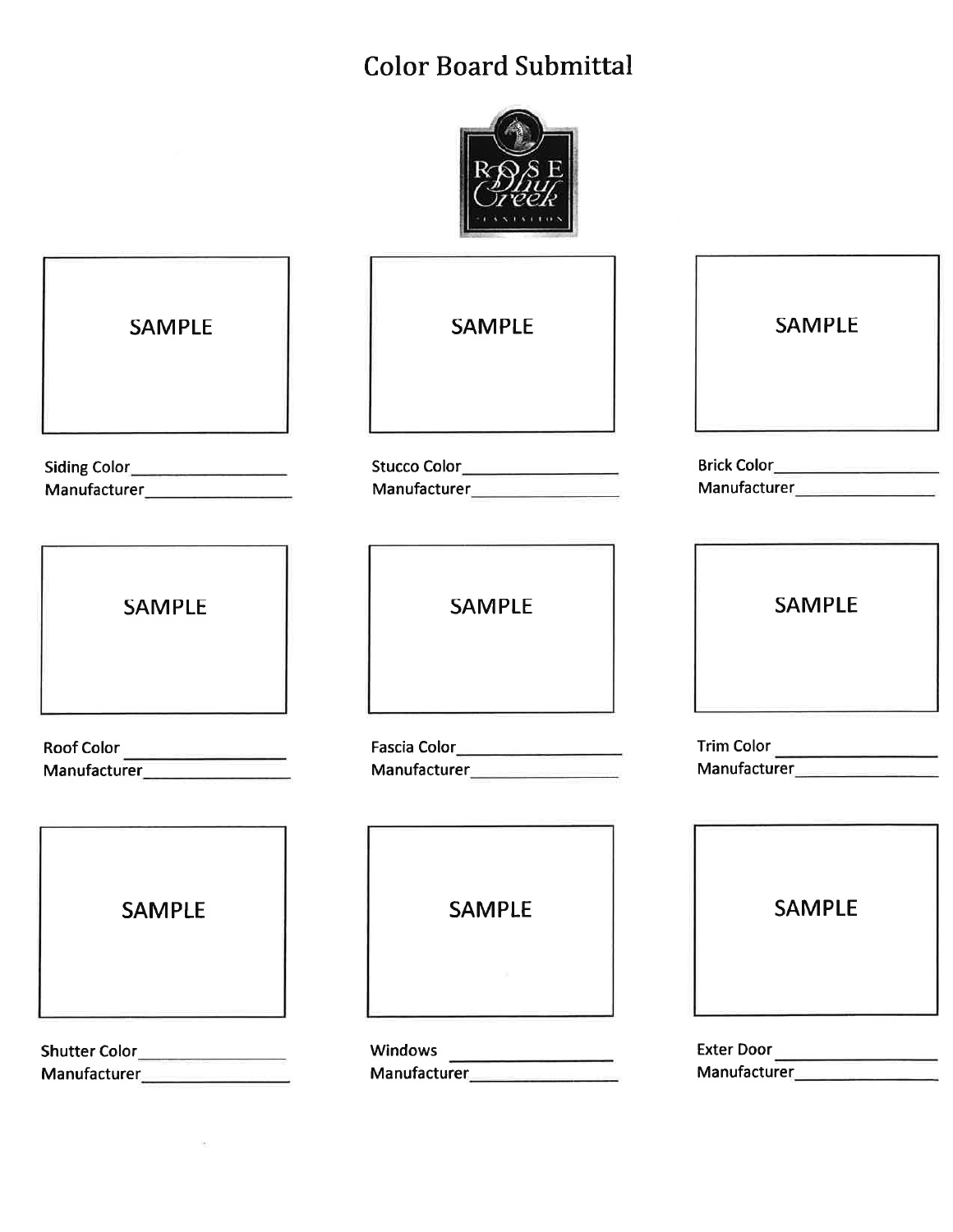# Color Board Submittal

ROSE Blue Creek PLANTATION

| SAMPLE | SAMPLE | SAMPLE |
|---|---|---|
| Siding Color_________________ <br> Manufacturer_________________ | Stucco Color_________________ <br> Manufacturer_________________ | Brick Color_________________ <br> Manufacturer_________________ |

| SAMPLE | SAMPLE | SAMPLE |
|---|---|---|
| Roof Color _________________ <br> Manufacturer_________________ | Fascia Color_________________ <br> Manufacturer_________________ | Trim Color _________________ <br> Manufacturer_________________ |

| SAMPLE | SAMPLE | SAMPLE |
|---|---|---|
| Shutter Color_________________ <br> Manufacturer_________________ | Windows _________________ <br> Manufacturer_________________ | Exter Door _________________ <br> Manufacturer_________________ |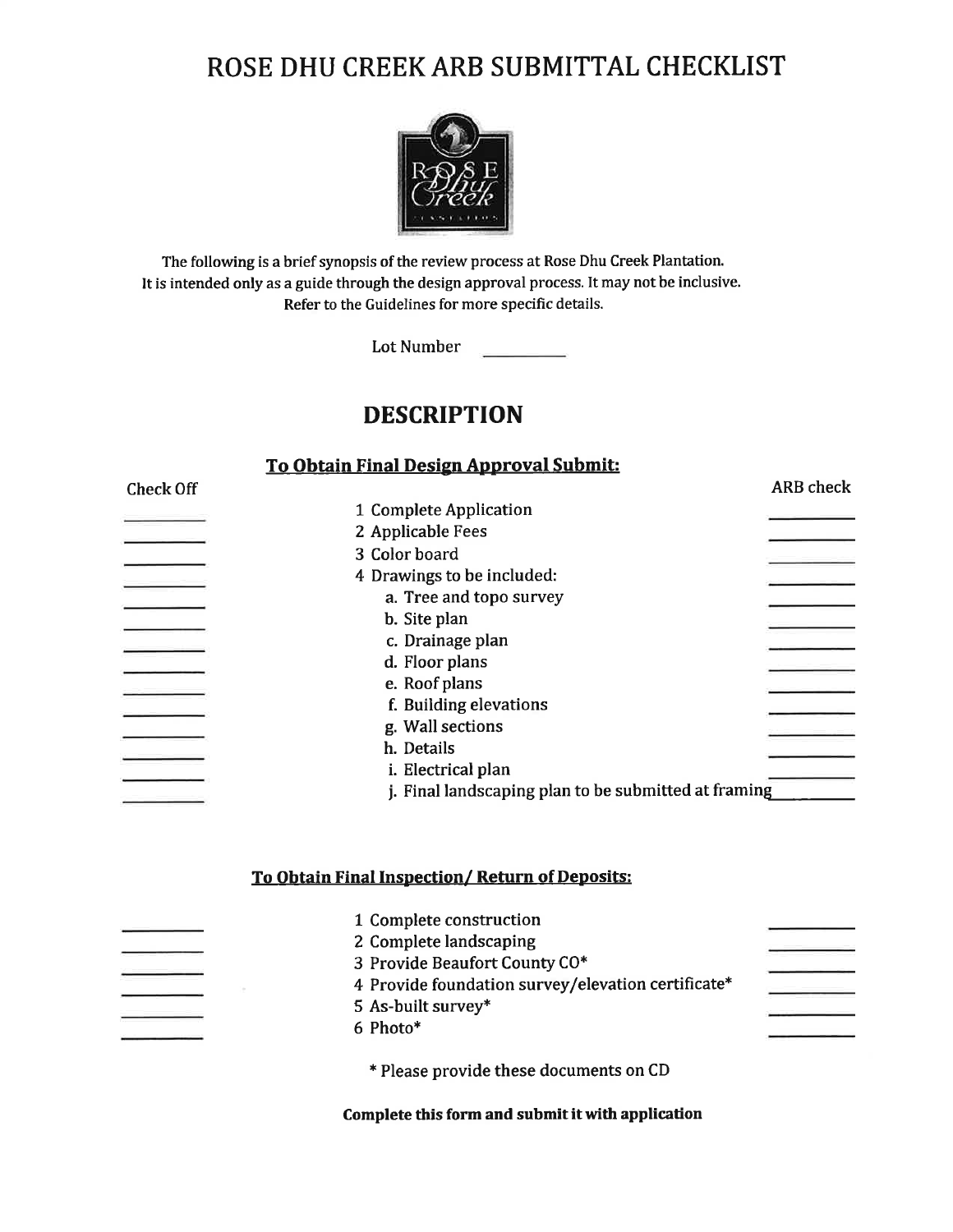# ROSE DHU CREEK ARB SUBMITTAL CHECKLIST

**The following is a brief synopsis of the review process at Rose Dhu Creek Plantation.**
**It is intended only as a guide through the design approval process. It may not be inclusive.**
**Refer to the Guidelines for more specific details.**

Lot Number \_\_\_\_\_\_\_\_\_\_

## DESCRIPTION

### To Obtain Final Design Approval Submit:

| Check Off | | ARB check |
|---|---|---|
| \_\_\_\_\_\_\_\_ | 1 Complete Application | \_\_\_\_\_\_\_\_ |
| \_\_\_\_\_\_\_\_ | 2 Applicable Fees | \_\_\_\_\_\_\_\_ |
| \_\_\_\_\_\_\_\_ | 3 Color board | \_\_\_\_\_\_\_\_ |
| \_\_\_\_\_\_\_\_ | 4 Drawings to be included: | \_\_\_\_\_\_\_\_ |
| \_\_\_\_\_\_\_\_ | a. Tree and topo survey | \_\_\_\_\_\_\_\_ |
| \_\_\_\_\_\_\_\_ | b. Site plan | \_\_\_\_\_\_\_\_ |
| \_\_\_\_\_\_\_\_ | c. Drainage plan | \_\_\_\_\_\_\_\_ |
| \_\_\_\_\_\_\_\_ | d. Floor plans | \_\_\_\_\_\_\_\_ |
| \_\_\_\_\_\_\_\_ | e. Roof plans | \_\_\_\_\_\_\_\_ |
| \_\_\_\_\_\_\_\_ | f. Building elevations | \_\_\_\_\_\_\_\_ |
| \_\_\_\_\_\_\_\_ | g. Wall sections | \_\_\_\_\_\_\_\_ |
| \_\_\_\_\_\_\_\_ | h. Details | \_\_\_\_\_\_\_\_ |
| \_\_\_\_\_\_\_\_ | i. Electrical plan | \_\_\_\_\_\_\_\_ |
| \_\_\_\_\_\_\_\_ | j. Final landscaping plan to be submitted at framing | \_\_\_\_\_\_\_\_ |

### To Obtain Final Inspection/ Return of Deposits:

| | | |
|---|---|---|
| \_\_\_\_\_\_\_\_ | 1 Complete construction | \_\_\_\_\_\_\_\_ |
| \_\_\_\_\_\_\_\_ | 2 Complete landscaping | \_\_\_\_\_\_\_\_ |
| \_\_\_\_\_\_\_\_ | 3 Provide Beaufort County CO* | \_\_\_\_\_\_\_\_ |
| \_\_\_\_\_\_\_\_ | 4 Provide foundation survey/elevation certificate* | \_\_\_\_\_\_\_\_ |
| \_\_\_\_\_\_\_\_ | 5 As-built survey* | \_\_\_\_\_\_\_\_ |
| \_\_\_\_\_\_\_\_ | 6 Photo* | \_\_\_\_\_\_\_\_ |

\* Please provide these documents on CD

**Complete this form and submit it with application**